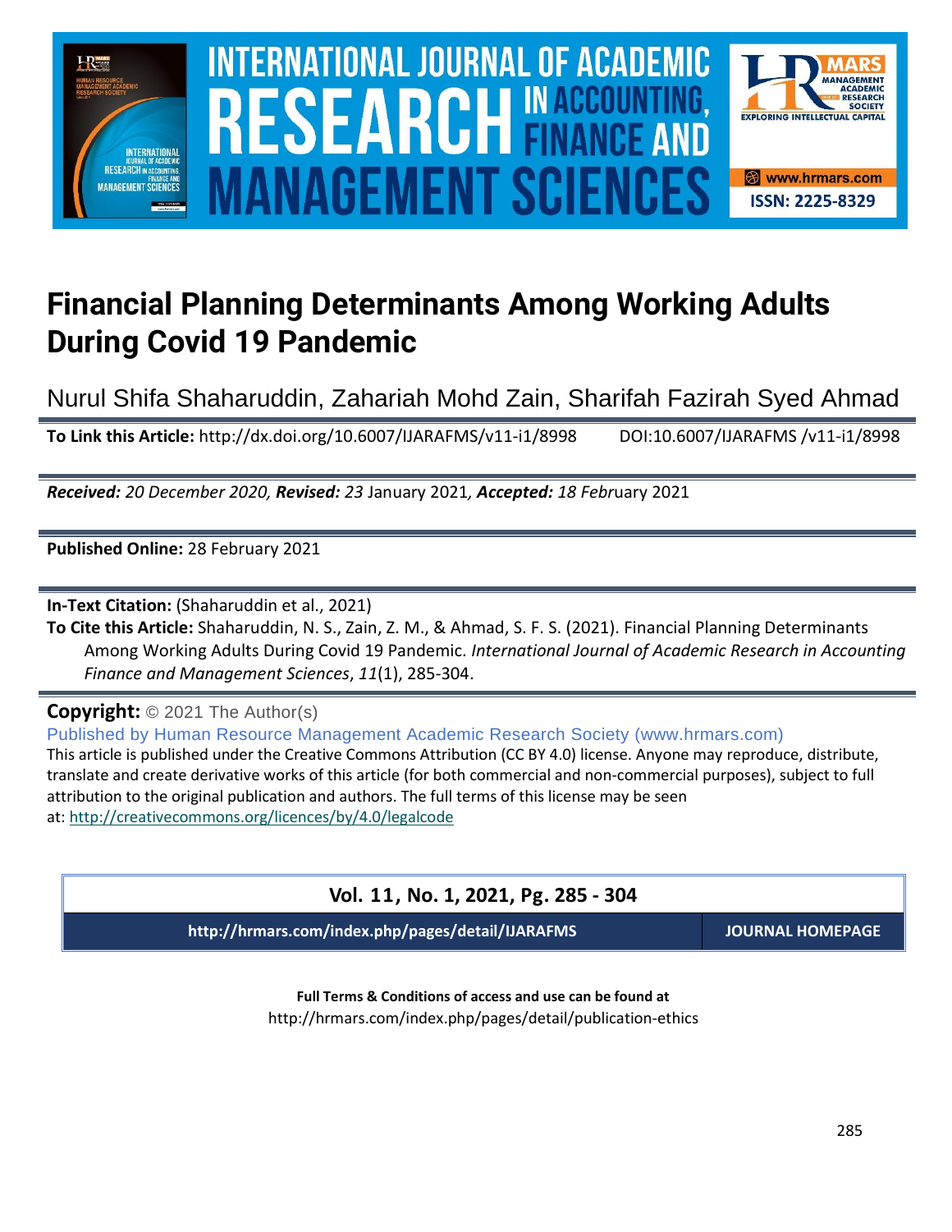# Financial Planning Determinants Among Working Adults During Covid 19 Pandemic

Nurul Shifa Shaharuddin, Zahariah Mohd Zain, Sharifah Fazirah Syed Ahmad

**To Link this Article:** http://dx.doi.org/10.6007/IJARAFMS/v11-i1/8998 DOI:10.6007/IJARAFMS /v11-i1/8998

***Received:** 20 December 2020, **Revised:** 23* January 2021*, **Accepted:** 18 Febr*uary 2021

**Published Online:** 28 February 2021

**In-Text Citation:** (Shaharuddin et al., 2021)

**To Cite this Article:** Shaharuddin, N. S., Zain, Z. M., & Ahmad, S. F. S. (2021). Financial Planning Determinants Among Working Adults During Covid 19 Pandemic. *International Journal of Academic Research in Accounting Finance and Management Sciences*, *11*(1), 285-304.

**Copyright:** © 2021 The Author(s)

Published by Human Resource Management Academic Research Society (www.hrmars.com)

This article is published under the Creative Commons Attribution (CC BY 4.0) license. Anyone may reproduce, distribute, translate and create derivative works of this article (for both commercial and non-commercial purposes), subject to full attribution to the original publication and authors. The full terms of this license may be seen at: http://creativecommons.org/licences/by/4.0/legalcode

**Vol. 11, No. 1, 2021, Pg. 285 - 304**

**http://hrmars.com/index.php/pages/detail/IJARAFMS** **JOURNAL HOMEPAGE**

**Full Terms & Conditions of access and use can be found at**

http://hrmars.com/index.php/pages/detail/publication-ethics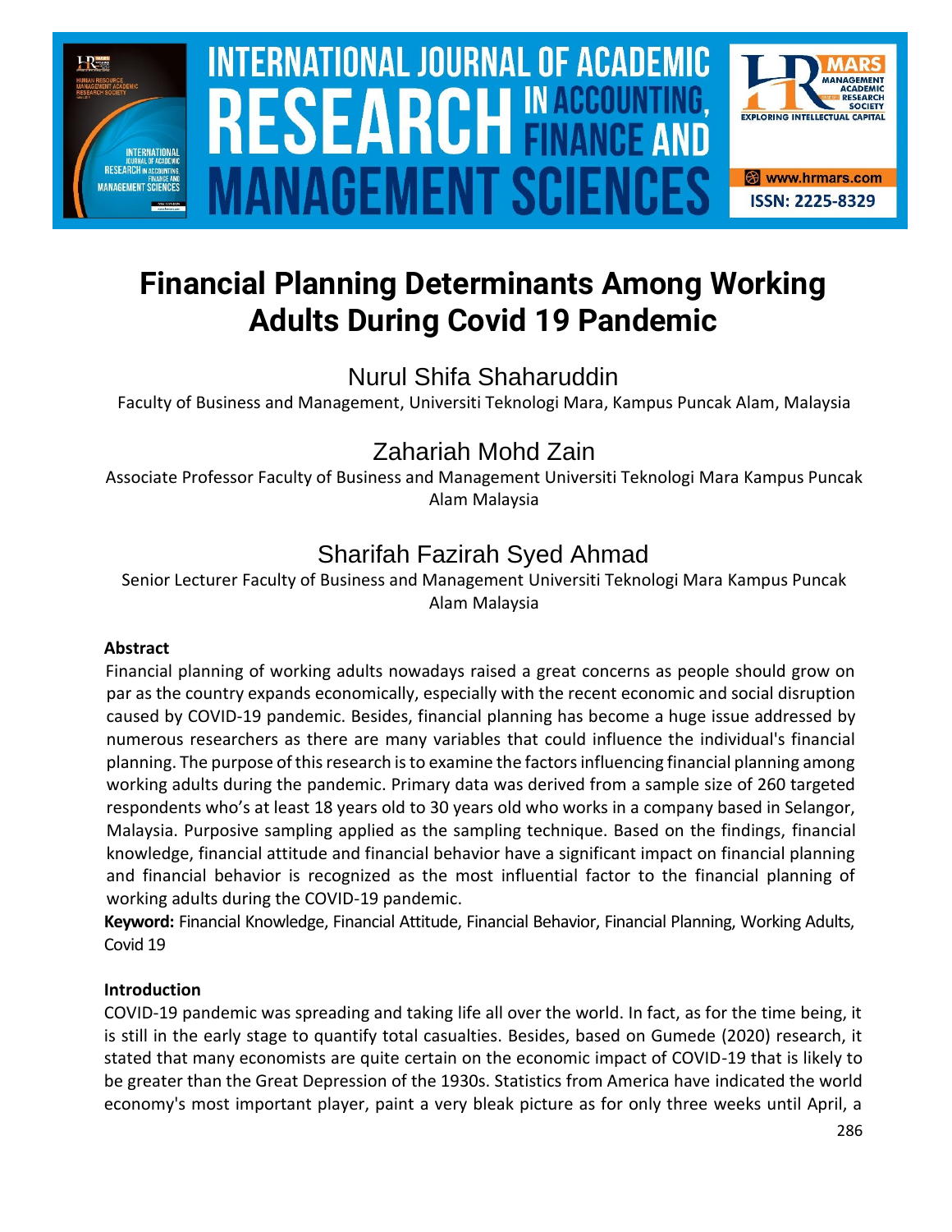# Financial Planning Determinants Among Working Adults During Covid 19 Pandemic

## Nurul Shifa Shaharuddin

Faculty of Business and Management, Universiti Teknologi Mara, Kampus Puncak Alam, Malaysia

## Zahariah Mohd Zain

Associate Professor Faculty of Business and Management Universiti Teknologi Mara Kampus Puncak Alam Malaysia

## Sharifah Fazirah Syed Ahmad

Senior Lecturer Faculty of Business and Management Universiti Teknologi Mara Kampus Puncak Alam Malaysia

### Abstract

Financial planning of working adults nowadays raised a great concerns as people should grow on par as the country expands economically, especially with the recent economic and social disruption caused by COVID-19 pandemic. Besides, financial planning has become a huge issue addressed by numerous researchers as there are many variables that could influence the individual's financial planning. The purpose of this research is to examine the factors influencing financial planning among working adults during the pandemic. Primary data was derived from a sample size of 260 targeted respondents who's at least 18 years old to 30 years old who works in a company based in Selangor, Malaysia. Purposive sampling applied as the sampling technique. Based on the findings, financial knowledge, financial attitude and financial behavior have a significant impact on financial planning and financial behavior is recognized as the most influential factor to the financial planning of working adults during the COVID-19 pandemic.

**Keyword:** Financial Knowledge, Financial Attitude, Financial Behavior, Financial Planning, Working Adults, Covid 19

### Introduction

COVID-19 pandemic was spreading and taking life all over the world. In fact, as for the time being, it is still in the early stage to quantify total casualties. Besides, based on Gumede (2020) research, it stated that many economists are quite certain on the economic impact of COVID-19 that is likely to be greater than the Great Depression of the 1930s. Statistics from America have indicated the world economy's most important player, paint a very bleak picture as for only three weeks until April, a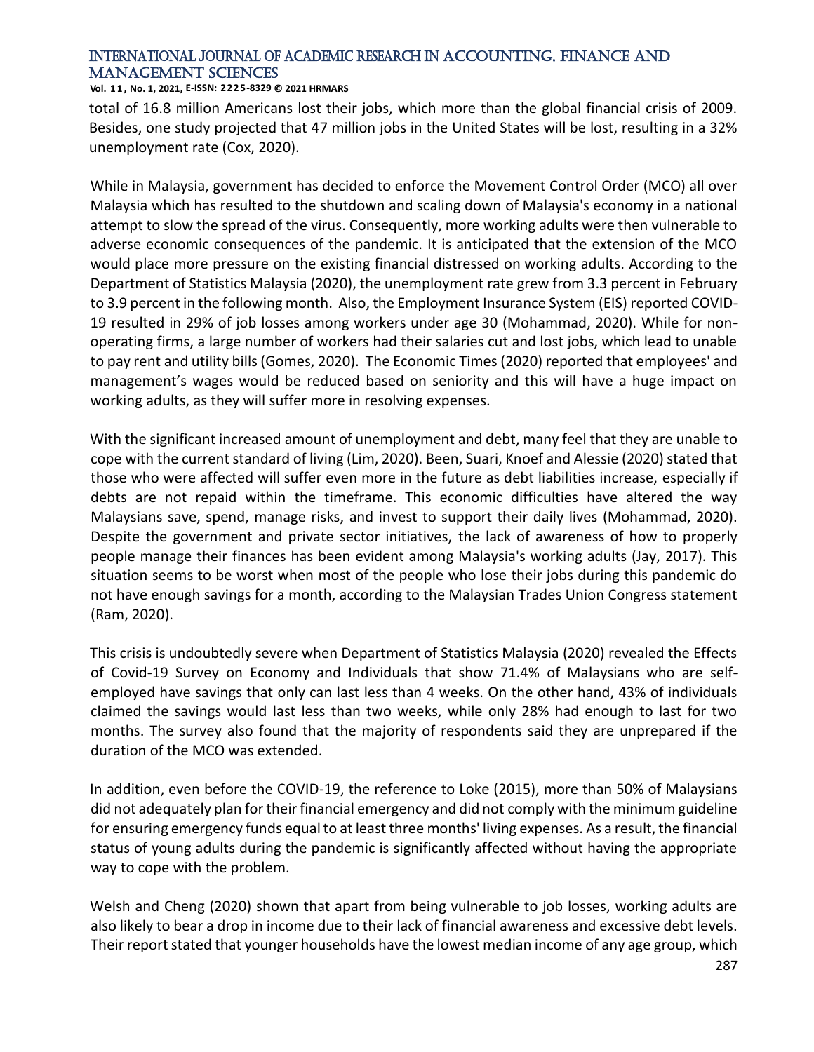total of 16.8 million Americans lost their jobs, which more than the global financial crisis of 2009. Besides, one study projected that 47 million jobs in the United States will be lost, resulting in a 32% unemployment rate (Cox, 2020).

While in Malaysia, government has decided to enforce the Movement Control Order (MCO) all over Malaysia which has resulted to the shutdown and scaling down of Malaysia's economy in a national attempt to slow the spread of the virus. Consequently, more working adults were then vulnerable to adverse economic consequences of the pandemic. It is anticipated that the extension of the MCO would place more pressure on the existing financial distressed on working adults. According to the Department of Statistics Malaysia (2020), the unemployment rate grew from 3.3 percent in February to 3.9 percent in the following month. Also, the Employment Insurance System (EIS) reported COVID-19 resulted in 29% of job losses among workers under age 30 (Mohammad, 2020). While for non-operating firms, a large number of workers had their salaries cut and lost jobs, which lead to unable to pay rent and utility bills (Gomes, 2020). The Economic Times (2020) reported that employees' and management's wages would be reduced based on seniority and this will have a huge impact on working adults, as they will suffer more in resolving expenses.

With the significant increased amount of unemployment and debt, many feel that they are unable to cope with the current standard of living (Lim, 2020). Been, Suari, Knoef and Alessie (2020) stated that those who were affected will suffer even more in the future as debt liabilities increase, especially if debts are not repaid within the timeframe. This economic difficulties have altered the way Malaysians save, spend, manage risks, and invest to support their daily lives (Mohammad, 2020). Despite the government and private sector initiatives, the lack of awareness of how to properly people manage their finances has been evident among Malaysia's working adults (Jay, 2017). This situation seems to be worst when most of the people who lose their jobs during this pandemic do not have enough savings for a month, according to the Malaysian Trades Union Congress statement (Ram, 2020).

This crisis is undoubtedly severe when Department of Statistics Malaysia (2020) revealed the Effects of Covid-19 Survey on Economy and Individuals that show 71.4% of Malaysians who are self-employed have savings that only can last less than 4 weeks. On the other hand, 43% of individuals claimed the savings would last less than two weeks, while only 28% had enough to last for two months. The survey also found that the majority of respondents said they are unprepared if the duration of the MCO was extended.

In addition, even before the COVID-19, the reference to Loke (2015), more than 50% of Malaysians did not adequately plan for their financial emergency and did not comply with the minimum guideline for ensuring emergency funds equal to at least three months' living expenses. As a result, the financial status of young adults during the pandemic is significantly affected without having the appropriate way to cope with the problem.

Welsh and Cheng (2020) shown that apart from being vulnerable to job losses, working adults are also likely to bear a drop in income due to their lack of financial awareness and excessive debt levels. Their report stated that younger households have the lowest median income of any age group, which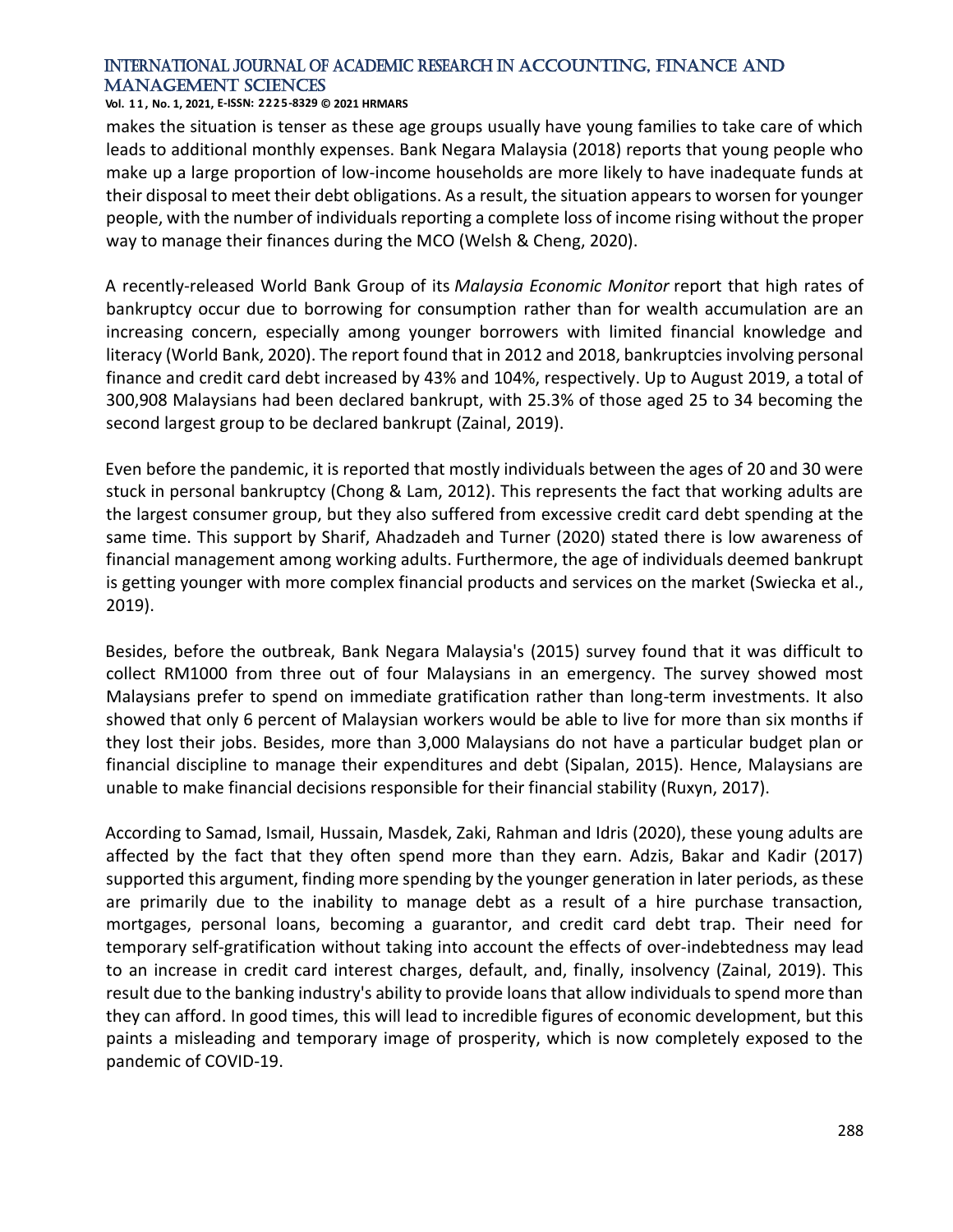makes the situation is tenser as these age groups usually have young families to take care of which leads to additional monthly expenses. Bank Negara Malaysia (2018) reports that young people who make up a large proportion of low-income households are more likely to have inadequate funds at their disposal to meet their debt obligations. As a result, the situation appears to worsen for younger people, with the number of individuals reporting a complete loss of income rising without the proper way to manage their finances during the MCO (Welsh & Cheng, 2020).

A recently-released World Bank Group of its *Malaysia Economic Monitor* report that high rates of bankruptcy occur due to borrowing for consumption rather than for wealth accumulation are an increasing concern, especially among younger borrowers with limited financial knowledge and literacy (World Bank, 2020). The report found that in 2012 and 2018, bankruptcies involving personal finance and credit card debt increased by 43% and 104%, respectively. Up to August 2019, a total of 300,908 Malaysians had been declared bankrupt, with 25.3% of those aged 25 to 34 becoming the second largest group to be declared bankrupt (Zainal, 2019).

Even before the pandemic, it is reported that mostly individuals between the ages of 20 and 30 were stuck in personal bankruptcy (Chong & Lam, 2012). This represents the fact that working adults are the largest consumer group, but they also suffered from excessive credit card debt spending at the same time. This support by Sharif, Ahadzadeh and Turner (2020) stated there is low awareness of financial management among working adults. Furthermore, the age of individuals deemed bankrupt is getting younger with more complex financial products and services on the market (Swiecka et al., 2019).

Besides, before the outbreak, Bank Negara Malaysia's (2015) survey found that it was difficult to collect RM1000 from three out of four Malaysians in an emergency. The survey showed most Malaysians prefer to spend on immediate gratification rather than long-term investments. It also showed that only 6 percent of Malaysian workers would be able to live for more than six months if they lost their jobs. Besides, more than 3,000 Malaysians do not have a particular budget plan or financial discipline to manage their expenditures and debt (Sipalan, 2015). Hence, Malaysians are unable to make financial decisions responsible for their financial stability (Ruxyn, 2017).

According to Samad, Ismail, Hussain, Masdek, Zaki, Rahman and Idris (2020), these young adults are affected by the fact that they often spend more than they earn. Adzis, Bakar and Kadir (2017) supported this argument, finding more spending by the younger generation in later periods, as these are primarily due to the inability to manage debt as a result of a hire purchase transaction, mortgages, personal loans, becoming a guarantor, and credit card debt trap. Their need for temporary self-gratification without taking into account the effects of over-indebtedness may lead to an increase in credit card interest charges, default, and, finally, insolvency (Zainal, 2019). This result due to the banking industry's ability to provide loans that allow individuals to spend more than they can afford. In good times, this will lead to incredible figures of economic development, but this paints a misleading and temporary image of prosperity, which is now completely exposed to the pandemic of COVID-19.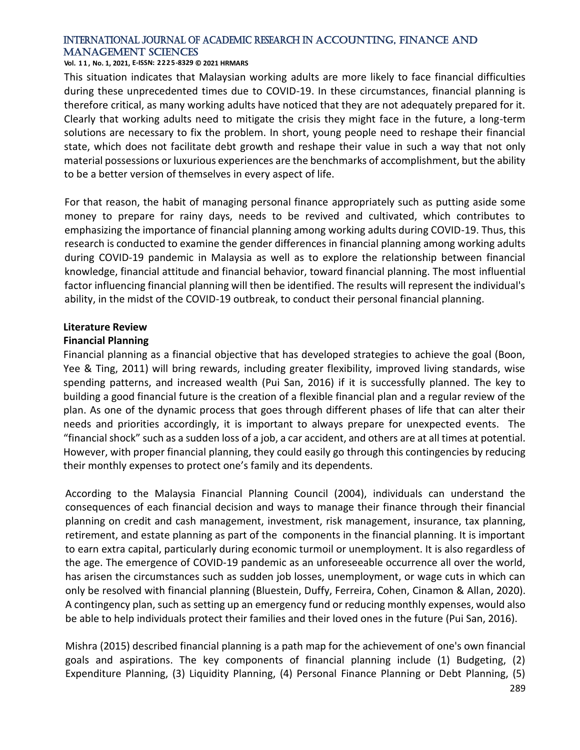This situation indicates that Malaysian working adults are more likely to face financial difficulties during these unprecedented times due to COVID-19. In these circumstances, financial planning is therefore critical, as many working adults have noticed that they are not adequately prepared for it. Clearly that working adults need to mitigate the crisis they might face in the future, a long-term solutions are necessary to fix the problem. In short, young people need to reshape their financial state, which does not facilitate debt growth and reshape their value in such a way that not only material possessions or luxurious experiences are the benchmarks of accomplishment, but the ability to be a better version of themselves in every aspect of life.

For that reason, the habit of managing personal finance appropriately such as putting aside some money to prepare for rainy days, needs to be revived and cultivated, which contributes to emphasizing the importance of financial planning among working adults during COVID-19. Thus, this research is conducted to examine the gender differences in financial planning among working adults during COVID-19 pandemic in Malaysia as well as to explore the relationship between financial knowledge, financial attitude and financial behavior, toward financial planning. The most influential factor influencing financial planning will then be identified. The results will represent the individual's ability, in the midst of the COVID-19 outbreak, to conduct their personal financial planning.

## Literature Review

### Financial Planning

Financial planning as a financial objective that has developed strategies to achieve the goal (Boon, Yee & Ting, 2011) will bring rewards, including greater flexibility, improved living standards, wise spending patterns, and increased wealth (Pui San, 2016) if it is successfully planned. The key to building a good financial future is the creation of a flexible financial plan and a regular review of the plan. As one of the dynamic process that goes through different phases of life that can alter their needs and priorities accordingly, it is important to always prepare for unexpected events. The "financial shock" such as a sudden loss of a job, a car accident, and others are at all times at potential. However, with proper financial planning, they could easily go through this contingencies by reducing their monthly expenses to protect one's family and its dependents.

According to the Malaysia Financial Planning Council (2004), individuals can understand the consequences of each financial decision and ways to manage their finance through their financial planning on credit and cash management, investment, risk management, insurance, tax planning, retirement, and estate planning as part of the components in the financial planning. It is important to earn extra capital, particularly during economic turmoil or unemployment. It is also regardless of the age. The emergence of COVID-19 pandemic as an unforeseeable occurrence all over the world, has arisen the circumstances such as sudden job losses, unemployment, or wage cuts in which can only be resolved with financial planning (Bluestein, Duffy, Ferreira, Cohen, Cinamon & Allan, 2020). A contingency plan, such as setting up an emergency fund or reducing monthly expenses, would also be able to help individuals protect their families and their loved ones in the future (Pui San, 2016).

Mishra (2015) described financial planning is a path map for the achievement of one's own financial goals and aspirations. The key components of financial planning include (1) Budgeting, (2) Expenditure Planning, (3) Liquidity Planning, (4) Personal Finance Planning or Debt Planning, (5)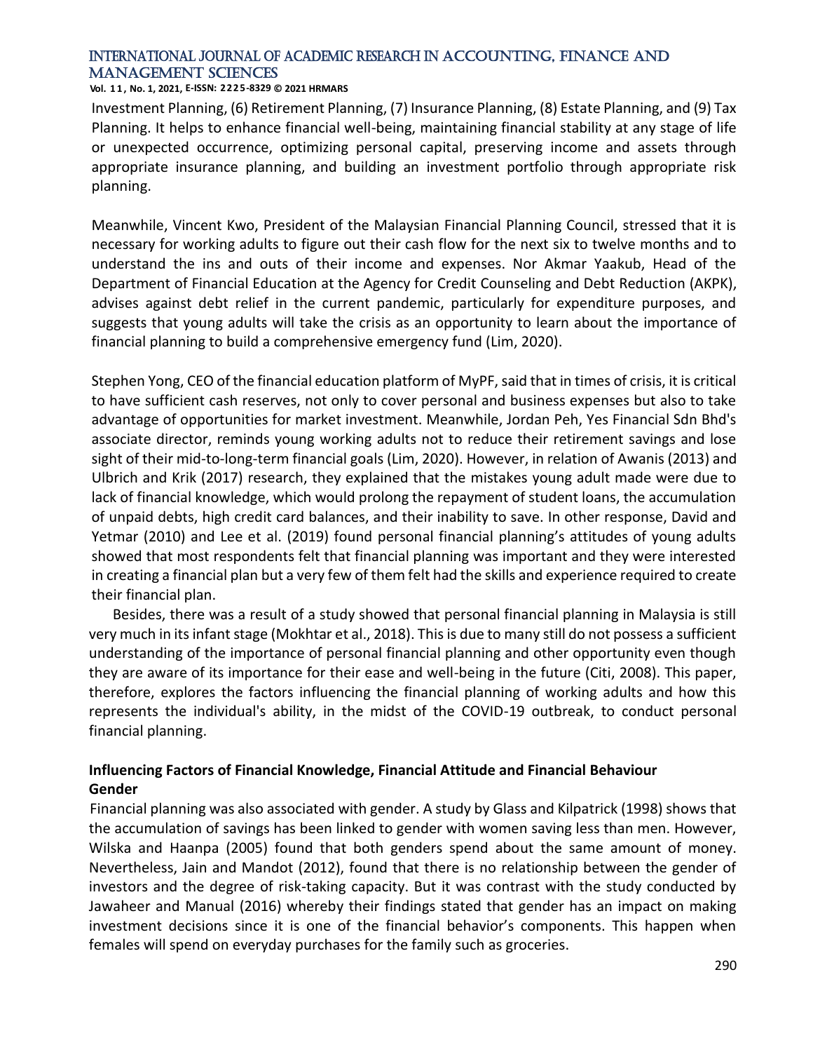Investment Planning, (6) Retirement Planning, (7) Insurance Planning, (8) Estate Planning, and (9) Tax Planning. It helps to enhance financial well-being, maintaining financial stability at any stage of life or unexpected occurrence, optimizing personal capital, preserving income and assets through appropriate insurance planning, and building an investment portfolio through appropriate risk planning.

Meanwhile, Vincent Kwo, President of the Malaysian Financial Planning Council, stressed that it is necessary for working adults to figure out their cash flow for the next six to twelve months and to understand the ins and outs of their income and expenses. Nor Akmar Yaakub, Head of the Department of Financial Education at the Agency for Credit Counseling and Debt Reduction (AKPK), advises against debt relief in the current pandemic, particularly for expenditure purposes, and suggests that young adults will take the crisis as an opportunity to learn about the importance of financial planning to build a comprehensive emergency fund (Lim, 2020).

Stephen Yong, CEO of the financial education platform of MyPF, said that in times of crisis, it is critical to have sufficient cash reserves, not only to cover personal and business expenses but also to take advantage of opportunities for market investment. Meanwhile, Jordan Peh, Yes Financial Sdn Bhd's associate director, reminds young working adults not to reduce their retirement savings and lose sight of their mid-to-long-term financial goals (Lim, 2020). However, in relation of Awanis (2013) and Ulbrich and Krik (2017) research, they explained that the mistakes young adult made were due to lack of financial knowledge, which would prolong the repayment of student loans, the accumulation of unpaid debts, high credit card balances, and their inability to save. In other response, David and Yetmar (2010) and Lee et al. (2019) found personal financial planning's attitudes of young adults showed that most respondents felt that financial planning was important and they were interested in creating a financial plan but a very few of them felt had the skills and experience required to create their financial plan.

Besides, there was a result of a study showed that personal financial planning in Malaysia is still very much in its infant stage (Mokhtar et al., 2018). This is due to many still do not possess a sufficient understanding of the importance of personal financial planning and other opportunity even though they are aware of its importance for their ease and well-being in the future (Citi, 2008). This paper, therefore, explores the factors influencing the financial planning of working adults and how this represents the individual's ability, in the midst of the COVID-19 outbreak, to conduct personal financial planning.

### Influencing Factors of Financial Knowledge, Financial Attitude and Financial Behaviour

#### Gender

Financial planning was also associated with gender. A study by Glass and Kilpatrick (1998) shows that the accumulation of savings has been linked to gender with women saving less than men. However, Wilska and Haanpa (2005) found that both genders spend about the same amount of money. Nevertheless, Jain and Mandot (2012), found that there is no relationship between the gender of investors and the degree of risk-taking capacity. But it was contrast with the study conducted by Jawaheer and Manual (2016) whereby their findings stated that gender has an impact on making investment decisions since it is one of the financial behavior's components. This happen when females will spend on everyday purchases for the family such as groceries.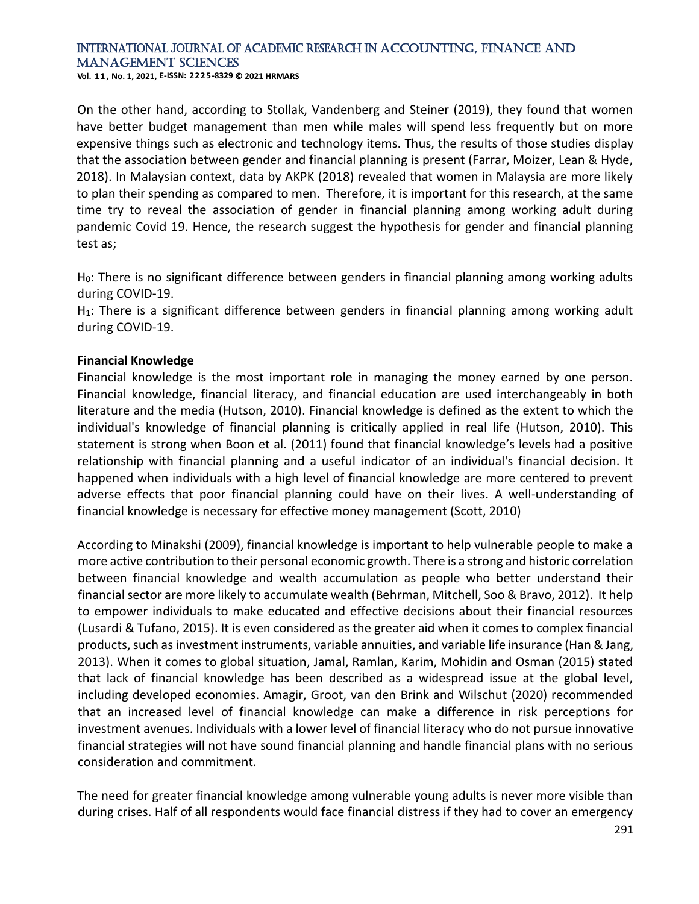On the other hand, according to Stollak, Vandenberg and Steiner (2019), they found that women have better budget management than men while males will spend less frequently but on more expensive things such as electronic and technology items. Thus, the results of those studies display that the association between gender and financial planning is present (Farrar, Moizer, Lean & Hyde, 2018). In Malaysian context, data by AKPK (2018) revealed that women in Malaysia are more likely to plan their spending as compared to men. Therefore, it is important for this research, at the same time try to reveal the association of gender in financial planning among working adult during pandemic Covid 19. Hence, the research suggest the hypothesis for gender and financial planning test as;

$H_0$: There is no significant difference between genders in financial planning among working adults during COVID-19.
$H_1$: There is a significant difference between genders in financial planning among working adult during COVID-19.

**Financial Knowledge**

Financial knowledge is the most important role in managing the money earned by one person. Financial knowledge, financial literacy, and financial education are used interchangeably in both literature and the media (Hutson, 2010). Financial knowledge is defined as the extent to which the individual's knowledge of financial planning is critically applied in real life (Hutson, 2010). This statement is strong when Boon et al. (2011) found that financial knowledge's levels had a positive relationship with financial planning and a useful indicator of an individual's financial decision. It happened when individuals with a high level of financial knowledge are more centered to prevent adverse effects that poor financial planning could have on their lives. A well-understanding of financial knowledge is necessary for effective money management (Scott, 2010)

According to Minakshi (2009), financial knowledge is important to help vulnerable people to make a more active contribution to their personal economic growth. There is a strong and historic correlation between financial knowledge and wealth accumulation as people who better understand their financial sector are more likely to accumulate wealth (Behrman, Mitchell, Soo & Bravo, 2012). It help to empower individuals to make educated and effective decisions about their financial resources (Lusardi & Tufano, 2015). It is even considered as the greater aid when it comes to complex financial products, such as investment instruments, variable annuities, and variable life insurance (Han & Jang, 2013). When it comes to global situation, Jamal, Ramlan, Karim, Mohidin and Osman (2015) stated that lack of financial knowledge has been described as a widespread issue at the global level, including developed economies. Amagir, Groot, van den Brink and Wilschut (2020) recommended that an increased level of financial knowledge can make a difference in risk perceptions for investment avenues. Individuals with a lower level of financial literacy who do not pursue innovative financial strategies will not have sound financial planning and handle financial plans with no serious consideration and commitment.

The need for greater financial knowledge among vulnerable young adults is never more visible than during crises. Half of all respondents would face financial distress if they had to cover an emergency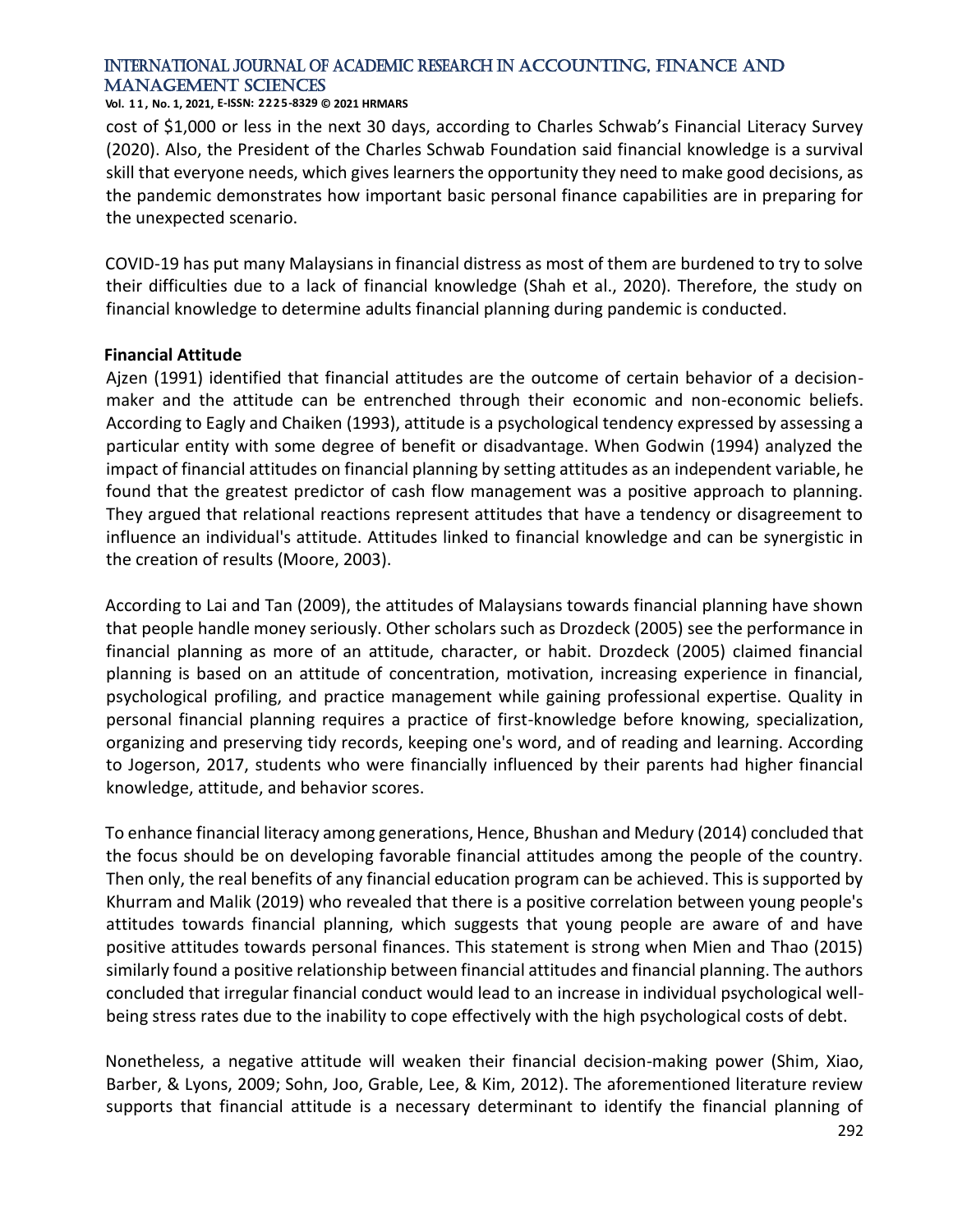cost of $1,000 or less in the next 30 days, according to Charles Schwab's Financial Literacy Survey (2020). Also, the President of the Charles Schwab Foundation said financial knowledge is a survival skill that everyone needs, which gives learners the opportunity they need to make good decisions, as the pandemic demonstrates how important basic personal finance capabilities are in preparing for the unexpected scenario.

COVID-19 has put many Malaysians in financial distress as most of them are burdened to try to solve their difficulties due to a lack of financial knowledge (Shah et al., 2020). Therefore, the study on financial knowledge to determine adults financial planning during pandemic is conducted.

**Financial Attitude**

Ajzen (1991) identified that financial attitudes are the outcome of certain behavior of a decision-maker and the attitude can be entrenched through their economic and non-economic beliefs. According to Eagly and Chaiken (1993), attitude is a psychological tendency expressed by assessing a particular entity with some degree of benefit or disadvantage. When Godwin (1994) analyzed the impact of financial attitudes on financial planning by setting attitudes as an independent variable, he found that the greatest predictor of cash flow management was a positive approach to planning. They argued that relational reactions represent attitudes that have a tendency or disagreement to influence an individual's attitude. Attitudes linked to financial knowledge and can be synergistic in the creation of results (Moore, 2003).

According to Lai and Tan (2009), the attitudes of Malaysians towards financial planning have shown that people handle money seriously. Other scholars such as Drozdeck (2005) see the performance in financial planning as more of an attitude, character, or habit. Drozdeck (2005) claimed financial planning is based on an attitude of concentration, motivation, increasing experience in financial, psychological profiling, and practice management while gaining professional expertise. Quality in personal financial planning requires a practice of first-knowledge before knowing, specialization, organizing and preserving tidy records, keeping one's word, and of reading and learning. According to Jogerson, 2017, students who were financially influenced by their parents had higher financial knowledge, attitude, and behavior scores.

To enhance financial literacy among generations, Hence, Bhushan and Medury (2014) concluded that the focus should be on developing favorable financial attitudes among the people of the country. Then only, the real benefits of any financial education program can be achieved. This is supported by Khurram and Malik (2019) who revealed that there is a positive correlation between young people's attitudes towards financial planning, which suggests that young people are aware of and have positive attitudes towards personal finances. This statement is strong when Mien and Thao (2015) similarly found a positive relationship between financial attitudes and financial planning. The authors concluded that irregular financial conduct would lead to an increase in individual psychological well-being stress rates due to the inability to cope effectively with the high psychological costs of debt.

Nonetheless, a negative attitude will weaken their financial decision-making power (Shim, Xiao, Barber, & Lyons, 2009; Sohn, Joo, Grable, Lee, & Kim, 2012). The aforementioned literature review supports that financial attitude is a necessary determinant to identify the financial planning of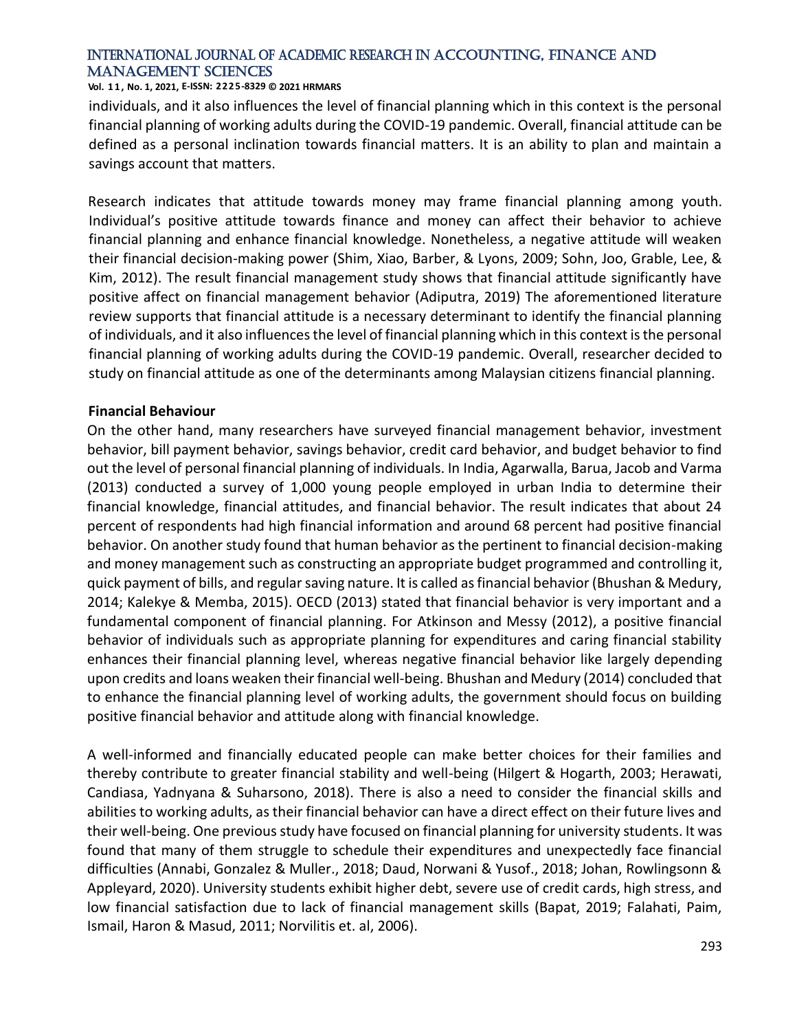individuals, and it also influences the level of financial planning which in this context is the personal financial planning of working adults during the COVID-19 pandemic. Overall, financial attitude can be defined as a personal inclination towards financial matters. It is an ability to plan and maintain a savings account that matters.

Research indicates that attitude towards money may frame financial planning among youth. Individual's positive attitude towards finance and money can affect their behavior to achieve financial planning and enhance financial knowledge. Nonetheless, a negative attitude will weaken their financial decision-making power (Shim, Xiao, Barber, & Lyons, 2009; Sohn, Joo, Grable, Lee, & Kim, 2012). The result financial management study shows that financial attitude significantly have positive affect on financial management behavior (Adiputra, 2019) The aforementioned literature review supports that financial attitude is a necessary determinant to identify the financial planning of individuals, and it also influences the level of financial planning which in this context is the personal financial planning of working adults during the COVID-19 pandemic. Overall, researcher decided to study on financial attitude as one of the determinants among Malaysian citizens financial planning.

**Financial Behaviour**

On the other hand, many researchers have surveyed financial management behavior, investment behavior, bill payment behavior, savings behavior, credit card behavior, and budget behavior to find out the level of personal financial planning of individuals. In India, Agarwalla, Barua, Jacob and Varma (2013) conducted a survey of 1,000 young people employed in urban India to determine their financial knowledge, financial attitudes, and financial behavior. The result indicates that about 24 percent of respondents had high financial information and around 68 percent had positive financial behavior. On another study found that human behavior as the pertinent to financial decision-making and money management such as constructing an appropriate budget programmed and controlling it, quick payment of bills, and regular saving nature. It is called as financial behavior (Bhushan & Medury, 2014; Kalekye & Memba, 2015). OECD (2013) stated that financial behavior is very important and a fundamental component of financial planning. For Atkinson and Messy (2012), a positive financial behavior of individuals such as appropriate planning for expenditures and caring financial stability enhances their financial planning level, whereas negative financial behavior like largely depending upon credits and loans weaken their financial well-being. Bhushan and Medury (2014) concluded that to enhance the financial planning level of working adults, the government should focus on building positive financial behavior and attitude along with financial knowledge.

A well-informed and financially educated people can make better choices for their families and thereby contribute to greater financial stability and well-being (Hilgert & Hogarth, 2003; Herawati, Candiasa, Yadnyana & Suharsono, 2018). There is also a need to consider the financial skills and abilities to working adults, as their financial behavior can have a direct effect on their future lives and their well-being. One previous study have focused on financial planning for university students. It was found that many of them struggle to schedule their expenditures and unexpectedly face financial difficulties (Annabi, Gonzalez & Muller., 2018; Daud, Norwani & Yusof., 2018; Johan, Rowlingsonn & Appleyard, 2020). University students exhibit higher debt, severe use of credit cards, high stress, and low financial satisfaction due to lack of financial management skills (Bapat, 2019; Falahati, Paim, Ismail, Haron & Masud, 2011; Norvilitis et. al, 2006).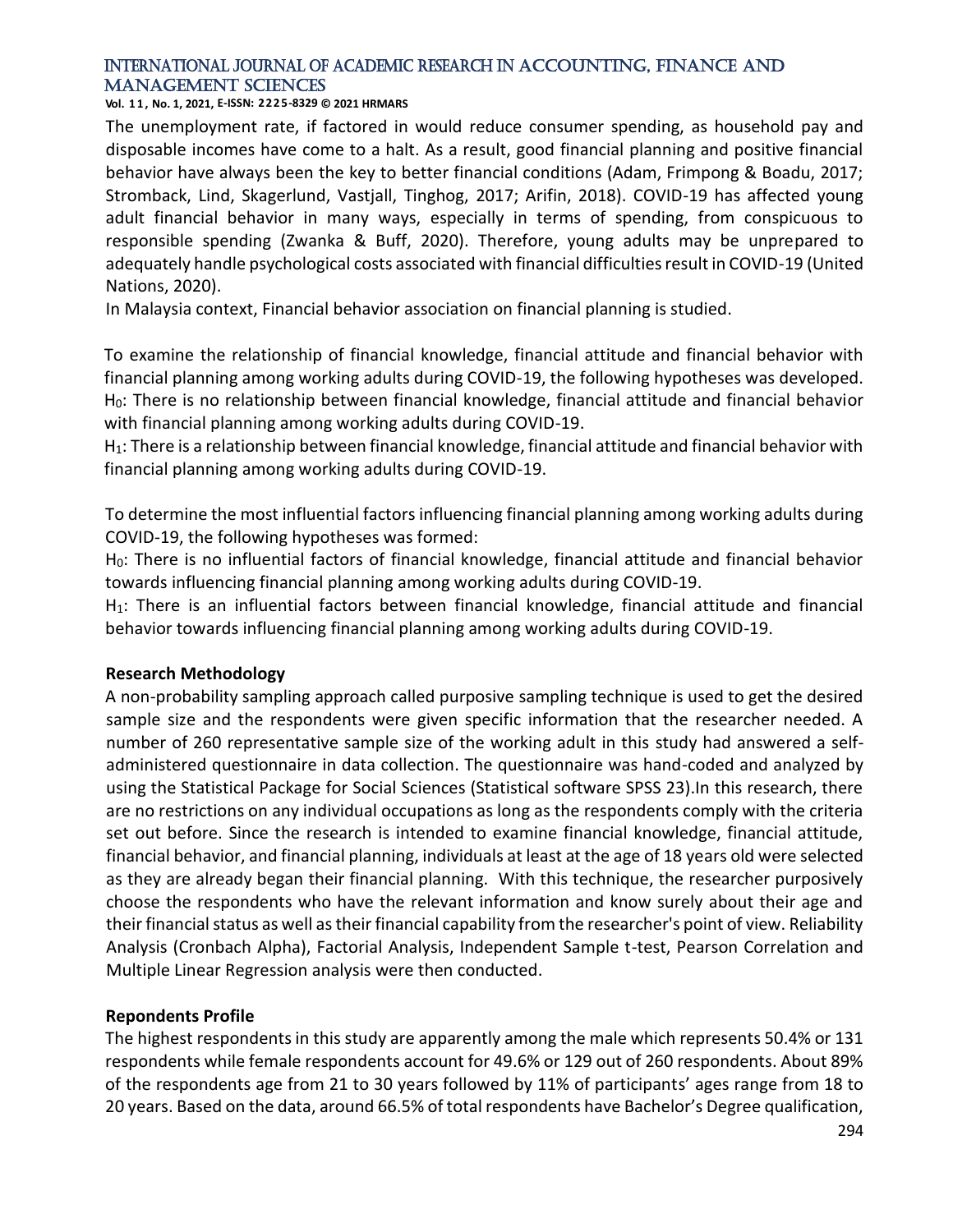The unemployment rate, if factored in would reduce consumer spending, as household pay and disposable incomes have come to a halt. As a result, good financial planning and positive financial behavior have always been the key to better financial conditions (Adam, Frimpong & Boadu, 2017; Stromback, Lind, Skagerlund, Vastjall, Tinghog, 2017; Arifin, 2018). COVID-19 has affected young adult financial behavior in many ways, especially in terms of spending, from conspicuous to responsible spending (Zwanka & Buff, 2020). Therefore, young adults may be unprepared to adequately handle psychological costs associated with financial difficulties result in COVID-19 (United Nations, 2020).

In Malaysia context, Financial behavior association on financial planning is studied.

To examine the relationship of financial knowledge, financial attitude and financial behavior with financial planning among working adults during COVID-19, the following hypotheses was developed.

$H_0$: There is no relationship between financial knowledge, financial attitude and financial behavior with financial planning among working adults during COVID-19.

$H_1$: There is a relationship between financial knowledge, financial attitude and financial behavior with financial planning among working adults during COVID-19.

To determine the most influential factors influencing financial planning among working adults during COVID-19, the following hypotheses was formed:

$H_0$: There is no influential factors of financial knowledge, financial attitude and financial behavior towards influencing financial planning among working adults during COVID-19.

$H_1$: There is an influential factors between financial knowledge, financial attitude and financial behavior towards influencing financial planning among working adults during COVID-19.

## Research Methodology

A non-probability sampling approach called purposive sampling technique is used to get the desired sample size and the respondents were given specific information that the researcher needed. A number of 260 representative sample size of the working adult in this study had answered a self-administered questionnaire in data collection. The questionnaire was hand-coded and analyzed by using the Statistical Package for Social Sciences (Statistical software SPSS 23).In this research, there are no restrictions on any individual occupations as long as the respondents comply with the criteria set out before. Since the research is intended to examine financial knowledge, financial attitude, financial behavior, and financial planning, individuals at least at the age of 18 years old were selected as they are already began their financial planning. With this technique, the researcher purposively choose the respondents who have the relevant information and know surely about their age and their financial status as well as their financial capability from the researcher's point of view. Reliability Analysis (Cronbach Alpha), Factorial Analysis, Independent Sample t-test, Pearson Correlation and Multiple Linear Regression analysis were then conducted.

## Repondents Profile

The highest respondents in this study are apparently among the male which represents 50.4% or 131 respondents while female respondents account for 49.6% or 129 out of 260 respondents. About 89% of the respondents age from 21 to 30 years followed by 11% of participants' ages range from 18 to 20 years. Based on the data, around 66.5% of total respondents have Bachelor's Degree qualification,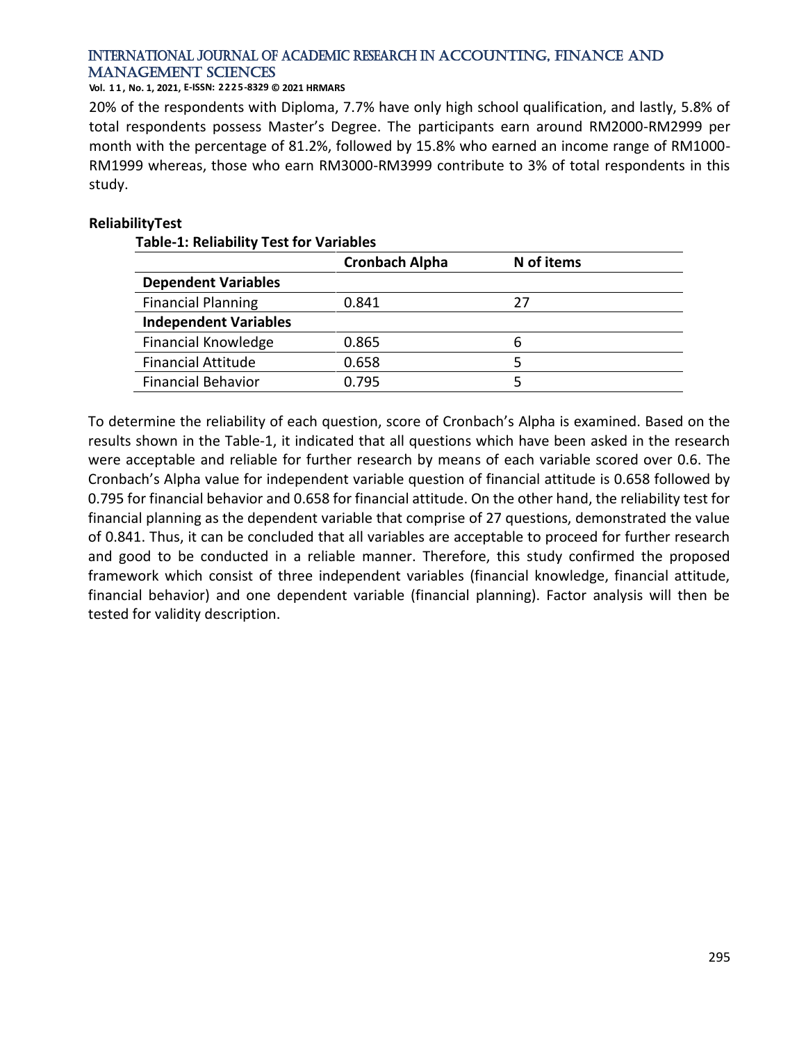20% of the respondents with Diploma, 7.7% have only high school qualification, and lastly, 5.8% of total respondents possess Master's Degree. The participants earn around RM2000-RM2999 per month with the percentage of 81.2%, followed by 15.8% who earned an income range of RM1000-RM1999 whereas, those who earn RM3000-RM3999 contribute to 3% of total respondents in this study.

### ReliabilityTest

**Table-1: Reliability Test for Variables**

| | Cronbach Alpha | N of items |
|---|---|---|
| **Dependent Variables** | | |
| Financial Planning | 0.841 | 27 |
| **Independent Variables** | | |
| Financial Knowledge | 0.865 | 6 |
| Financial Attitude | 0.658 | 5 |
| Financial Behavior | 0.795 | 5 |

To determine the reliability of each question, score of Cronbach's Alpha is examined. Based on the results shown in the Table-1, it indicated that all questions which have been asked in the research were acceptable and reliable for further research by means of each variable scored over 0.6. The Cronbach's Alpha value for independent variable question of financial attitude is 0.658 followed by 0.795 for financial behavior and 0.658 for financial attitude. On the other hand, the reliability test for financial planning as the dependent variable that comprise of 27 questions, demonstrated the value of 0.841. Thus, it can be concluded that all variables are acceptable to proceed for further research and good to be conducted in a reliable manner. Therefore, this study confirmed the proposed framework which consist of three independent variables (financial knowledge, financial attitude, financial behavior) and one dependent variable (financial planning). Factor analysis will then be tested for validity description.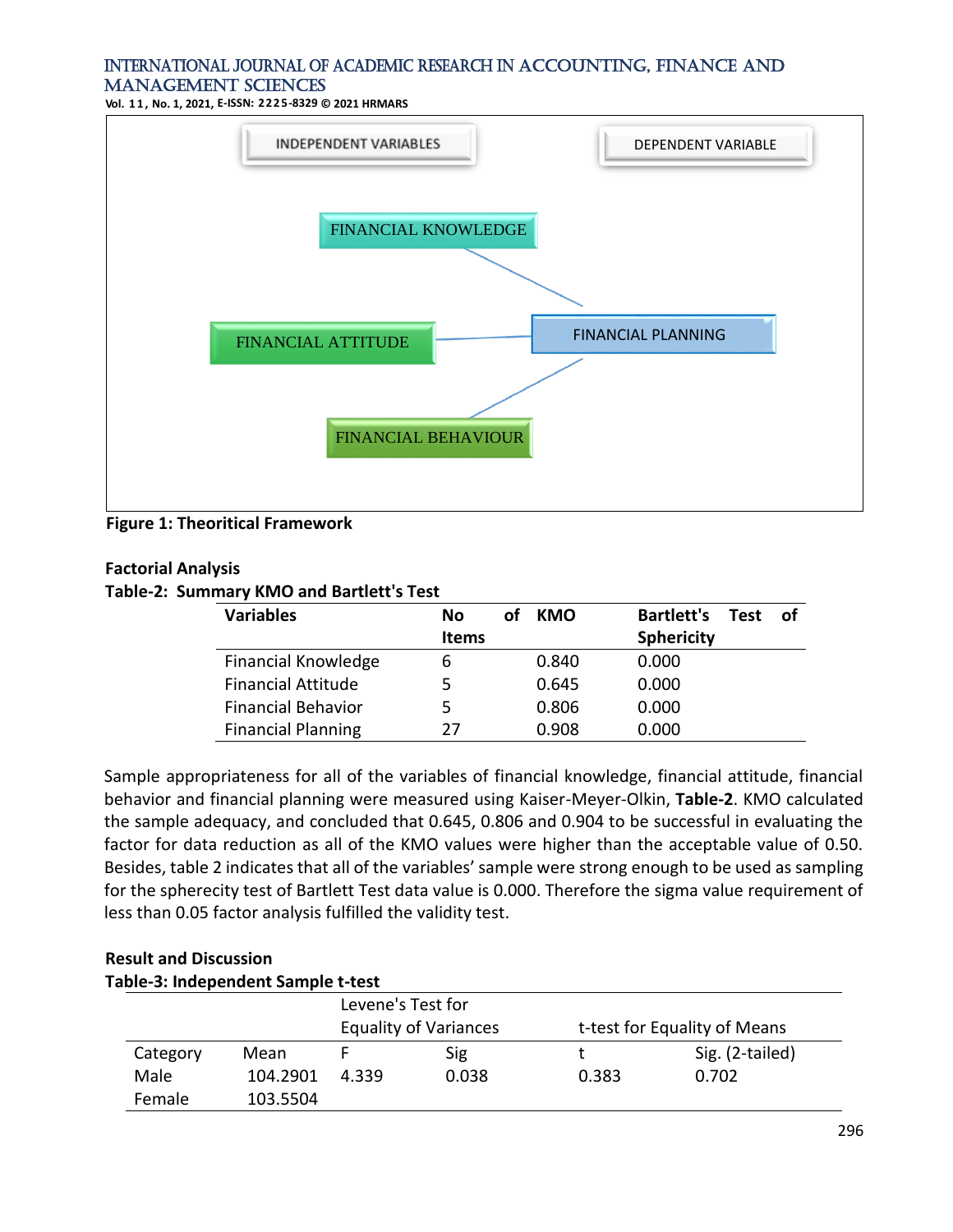INDEPENDENT VARIABLES

DEPENDENT VARIABLE

FINANCIAL KNOWLEDGE

FINANCIAL ATTITUDE

FINANCIAL PLANNING

FINANCIAL BEHAVIOUR

**Figure 1: Theoritical Framework**

**Factorial Analysis**

**Table-2: Summary KMO and Bartlett's Test**

| Variables | No of Items | KMO | Bartlett's Test of Sphericity |
|---|---|---|---|
| Financial Knowledge | 6 | 0.840 | 0.000 |
| Financial Attitude | 5 | 0.645 | 0.000 |
| Financial Behavior | 5 | 0.806 | 0.000 |
| Financial Planning | 27 | 0.908 | 0.000 |

Sample appropriateness for all of the variables of financial knowledge, financial attitude, financial behavior and financial planning were measured using Kaiser-Meyer-Olkin, **Table-2**. KMO calculated the sample adequacy, and concluded that 0.645, 0.806 and 0.904 to be successful in evaluating the factor for data reduction as all of the KMO values were higher than the acceptable value of 0.50. Besides, table 2 indicates that all of the variables' sample were strong enough to be used as sampling for the spherecity test of Bartlett Test data value is 0.000. Therefore the sigma value requirement of less than 0.05 factor analysis fulfilled the validity test.

**Result and Discussion**

**Table-3: Independent Sample t-test**

| | | Levene's Test for Equality of Variances | | t-test for Equality of Means | |
|---|---|---|---|---|---|
| Category | Mean | F | Sig | t | Sig. (2-tailed) |
| Male | 104.2901 | 4.339 | 0.038 | 0.383 | 0.702 |
| Female | 103.5504 | | | | |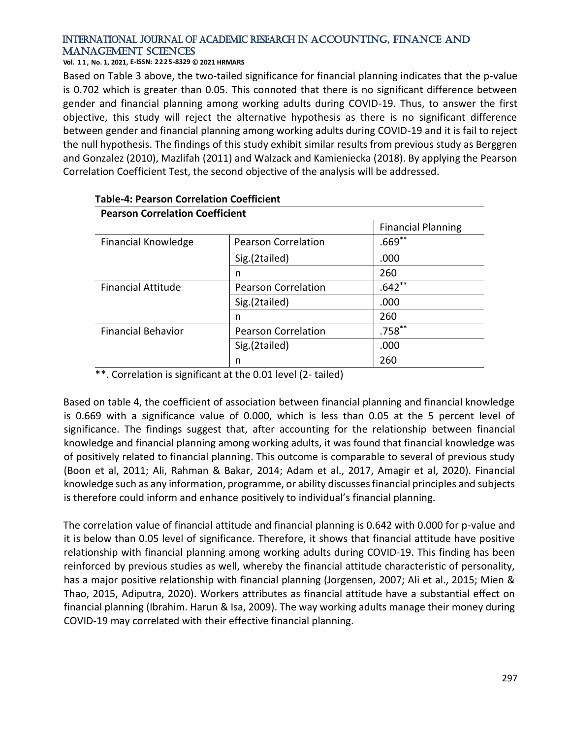Based on Table 3 above, the two-tailed significance for financial planning indicates that the p-value is 0.702 which is greater than 0.05. This connoted that there is no significant difference between gender and financial planning among working adults during COVID-19. Thus, to answer the first objective, this study will reject the alternative hypothesis as there is no significant difference between gender and financial planning among working adults during COVID-19 and it is fail to reject the null hypothesis. The findings of this study exhibit similar results from previous study as Berggren and Gonzalez (2010), Mazlifah (2011) and Walzack and Kamieniecka (2018). By applying the Pearson Correlation Coefficient Test, the second objective of the analysis will be addressed.

**Table-4: Pearson Correlation Coefficient**

| **Pearson Correlation Coefficient** | | |
|---|---|---|
| | | Financial Planning |
| Financial Knowledge | Pearson Correlation | .669** |
| | Sig.(2tailed) | .000 |
| | n | 260 |
| Financial Attitude | Pearson Correlation | .642** |
| | Sig.(2tailed) | .000 |
| | n | 260 |
| Financial Behavior | Pearson Correlation | .758** |
| | Sig.(2tailed) | .000 |
| | n | 260 |

**. Correlation is significant at the 0.01 level (2- tailed)

Based on table 4, the coefficient of association between financial planning and financial knowledge is 0.669 with a significance value of 0.000, which is less than 0.05 at the 5 percent level of significance. The findings suggest that, after accounting for the relationship between financial knowledge and financial planning among working adults, it was found that financial knowledge was of positively related to financial planning. This outcome is comparable to several of previous study (Boon et al, 2011; Ali, Rahman & Bakar, 2014; Adam et al., 2017, Amagir et al, 2020). Financial knowledge such as any information, programme, or ability discusses financial principles and subjects is therefore could inform and enhance positively to individual's financial planning.

The correlation value of financial attitude and financial planning is 0.642 with 0.000 for p-value and it is below than 0.05 level of significance. Therefore, it shows that financial attitude have positive relationship with financial planning among working adults during COVID-19. This finding has been reinforced by previous studies as well, whereby the financial attitude characteristic of personality, has a major positive relationship with financial planning (Jorgensen, 2007; Ali et al., 2015; Mien & Thao, 2015, Adiputra, 2020). Workers attributes as financial attitude have a substantial effect on financial planning (Ibrahim. Harun & Isa, 2009). The way working adults manage their money during COVID-19 may correlated with their effective financial planning.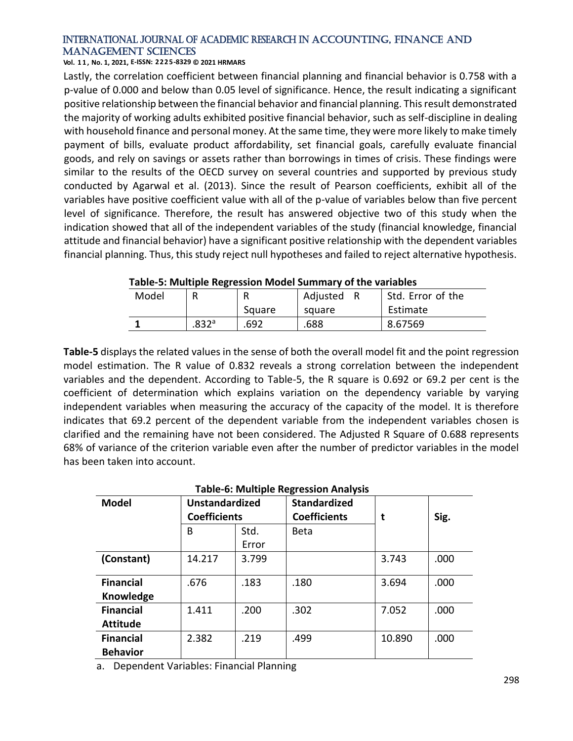Lastly, the correlation coefficient between financial planning and financial behavior is 0.758 with a p-value of 0.000 and below than 0.05 level of significance. Hence, the result indicating a significant positive relationship between the financial behavior and financial planning. This result demonstrated the majority of working adults exhibited positive financial behavior, such as self-discipline in dealing with household finance and personal money. At the same time, they were more likely to make timely payment of bills, evaluate product affordability, set financial goals, carefully evaluate financial goods, and rely on savings or assets rather than borrowings in times of crisis. These findings were similar to the results of the OECD survey on several countries and supported by previous study conducted by Agarwal et al. (2013). Since the result of Pearson coefficients, exhibit all of the variables have positive coefficient value with all of the p-value of variables below than five percent level of significance. Therefore, the result has answered objective two of this study when the indication showed that all of the independent variables of the study (financial knowledge, financial attitude and financial behavior) have a significant positive relationship with the dependent variables financial planning. Thus, this study reject null hypotheses and failed to reject alternative hypothesis.

**Table-5: Multiple Regression Model Summary of the variables**

| Model | R | R Square | Adjusted R square | Std. Error of the Estimate |
|---|---|---|---|---|
| **1** | .832[a] | .692 | .688 | 8.67569 |

**Table-5** displays the related values in the sense of both the overall model fit and the point regression model estimation. The R value of 0.832 reveals a strong correlation between the independent variables and the dependent. According to Table-5, the R square is 0.692 or 69.2 per cent is the coefficient of determination which explains variation on the dependency variable by varying independent variables when measuring the accuracy of the capacity of the model. It is therefore indicates that 69.2 percent of the dependent variable from the independent variables chosen is clarified and the remaining have not been considered. The Adjusted R Square of 0.688 represents 68% of variance of the criterion variable even after the number of predictor variables in the model has been taken into account.

**Table-6: Multiple Regression Analysis**

| **Model** | **Unstandardized Coefficients** | | **Standardized Coefficients** | **t** | **Sig.** |
|---|---|---|---|---|---|
| | B | Std. Error | Beta | | |
| **(Constant)** | 14.217 | 3.799 | | 3.743 | .000 |
| **Financial Knowledge** | .676 | .183 | .180 | 3.694 | .000 |
| **Financial Attitude** | 1.411 | .200 | .302 | 7.052 | .000 |
| **Financial Behavior** | 2.382 | .219 | .499 | 10.890 | .000 |

a. Dependent Variables: Financial Planning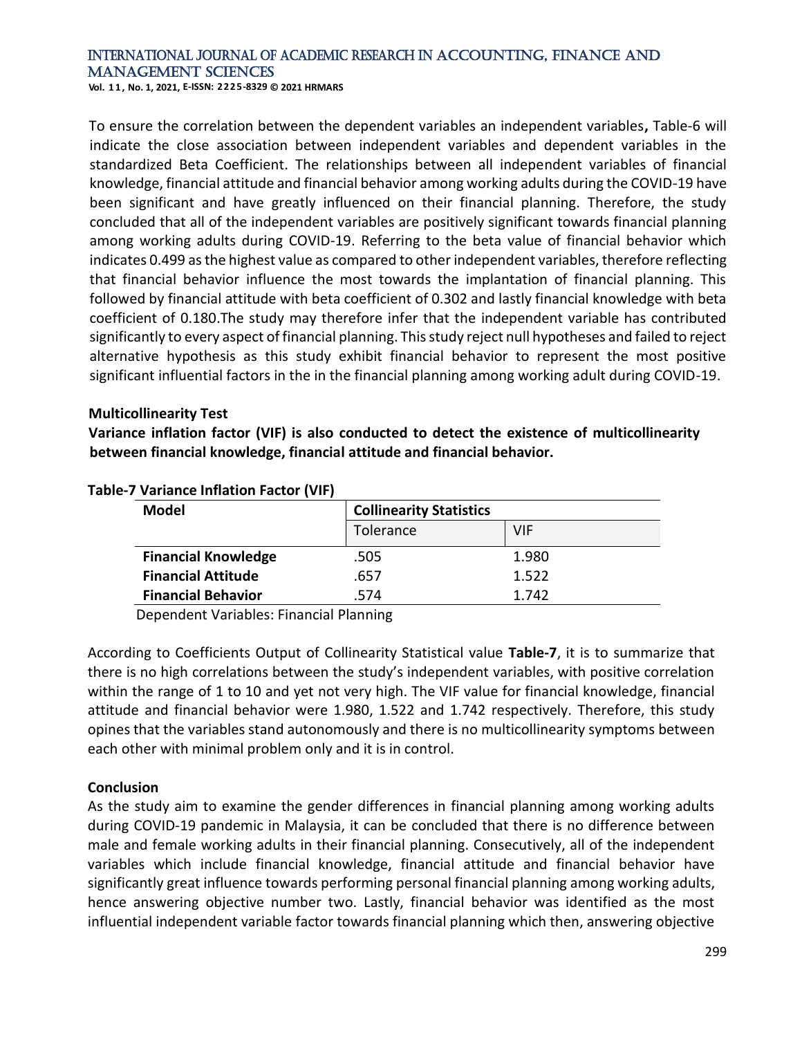To ensure the correlation between the dependent variables an independent variables**,** Table-6 will indicate the close association between independent variables and dependent variables in the standardized Beta Coefficient. The relationships between all independent variables of financial knowledge, financial attitude and financial behavior among working adults during the COVID-19 have been significant and have greatly influenced on their financial planning. Therefore, the study concluded that all of the independent variables are positively significant towards financial planning among working adults during COVID-19. Referring to the beta value of financial behavior which indicates 0.499 as the highest value as compared to other independent variables, therefore reflecting that financial behavior influence the most towards the implantation of financial planning. This followed by financial attitude with beta coefficient of 0.302 and lastly financial knowledge with beta coefficient of 0.180.The study may therefore infer that the independent variable has contributed significantly to every aspect of financial planning. This study reject null hypotheses and failed to reject alternative hypothesis as this study exhibit financial behavior to represent the most positive significant influential factors in the in the financial planning among working adult during COVID-19.

**Multicollinearity Test**

**Variance inflation factor (VIF) is also conducted to detect the existence of multicollinearity between financial knowledge, financial attitude and financial behavior.**

**Table-7 Variance Inflation Factor (VIF)**

| **Model** | **Collinearity Statistics** | |
|---|---|---|
| | Tolerance | VIF |
| **Financial Knowledge** | .505 | 1.980 |
| **Financial Attitude** | .657 | 1.522 |
| **Financial Behavior** | .574 | 1.742 |

Dependent Variables: Financial Planning

According to Coefficients Output of Collinearity Statistical value **Table-7**, it is to summarize that there is no high correlations between the study's independent variables, with positive correlation within the range of 1 to 10 and yet not very high. The VIF value for financial knowledge, financial attitude and financial behavior were 1.980, 1.522 and 1.742 respectively. Therefore, this study opines that the variables stand autonomously and there is no multicollinearity symptoms between each other with minimal problem only and it is in control.

**Conclusion**

As the study aim to examine the gender differences in financial planning among working adults during COVID-19 pandemic in Malaysia, it can be concluded that there is no difference between male and female working adults in their financial planning. Consecutively, all of the independent variables which include financial knowledge, financial attitude and financial behavior have significantly great influence towards performing personal financial planning among working adults, hence answering objective number two. Lastly, financial behavior was identified as the most influential independent variable factor towards financial planning which then, answering objective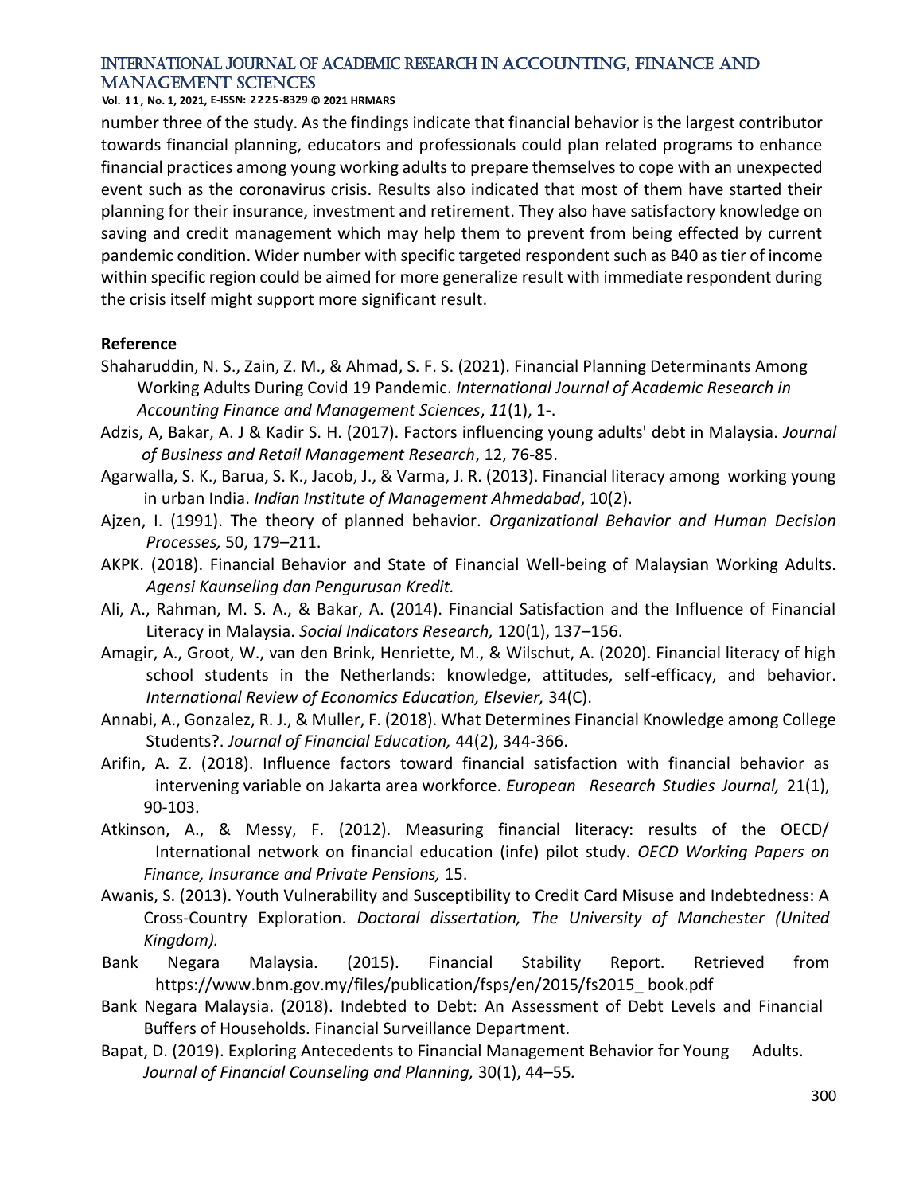number three of the study. As the findings indicate that financial behavior is the largest contributor towards financial planning, educators and professionals could plan related programs to enhance financial practices among young working adults to prepare themselves to cope with an unexpected event such as the coronavirus crisis. Results also indicated that most of them have started their planning for their insurance, investment and retirement. They also have satisfactory knowledge on saving and credit management which may help them to prevent from being effected by current pandemic condition. Wider number with specific targeted respondent such as B40 as tier of income within specific region could be aimed for more generalize result with immediate respondent during the crisis itself might support more significant result.

**Reference**

Shaharuddin, N. S., Zain, Z. M., & Ahmad, S. F. S. (2021). Financial Planning Determinants Among Working Adults During Covid 19 Pandemic. *International Journal of Academic Research in Accounting Finance and Management Sciences*, *11*(1), 1-.

Adzis, A, Bakar, A. J & Kadir S. H. (2017). Factors influencing young adults' debt in Malaysia. *Journal of Business and Retail Management Research*, 12, 76-85.

Agarwalla, S. K., Barua, S. K., Jacob, J., & Varma, J. R. (2013). Financial literacy among working young in urban India. *Indian Institute of Management Ahmedabad*, 10(2).

Ajzen, I. (1991). The theory of planned behavior. *Organizational Behavior and Human Decision Processes,* 50, 179–211.

AKPK. (2018). Financial Behavior and State of Financial Well-being of Malaysian Working Adults. *Agensi Kaunseling dan Pengurusan Kredit.*

Ali, A., Rahman, M. S. A., & Bakar, A. (2014). Financial Satisfaction and the Influence of Financial Literacy in Malaysia. *Social Indicators Research,* 120(1), 137–156.

Amagir, A., Groot, W., van den Brink, Henriette, M., & Wilschut, A. (2020). Financial literacy of high school students in the Netherlands: knowledge, attitudes, self-efficacy, and behavior. *International Review of Economics Education, Elsevier,* 34(C).

Annabi, A., Gonzalez, R. J., & Muller, F. (2018). What Determines Financial Knowledge among College Students?. *Journal of Financial Education,* 44(2), 344-366.

Arifin, A. Z. (2018). Influence factors toward financial satisfaction with financial behavior as intervening variable on Jakarta area workforce. *European Research Studies Journal,* 21(1), 90-103.

Atkinson, A., & Messy, F. (2012). Measuring financial literacy: results of the OECD/ International network on financial education (infe) pilot study. *OECD Working Papers on Finance, Insurance and Private Pensions,* 15.

Awanis, S. (2013). Youth Vulnerability and Susceptibility to Credit Card Misuse and Indebtedness: A Cross-Country Exploration. *Doctoral dissertation, The University of Manchester (United Kingdom).*

Bank Negara Malaysia. (2015). Financial Stability Report. Retrieved from https://www.bnm.gov.my/files/publication/fsps/en/2015/fs2015_ book.pdf

Bank Negara Malaysia. (2018). Indebted to Debt: An Assessment of Debt Levels and Financial Buffers of Households. Financial Surveillance Department.

Bapat, D. (2019). Exploring Antecedents to Financial Management Behavior for Young Adults. *Journal of Financial Counseling and Planning,* 30(1), 44–55.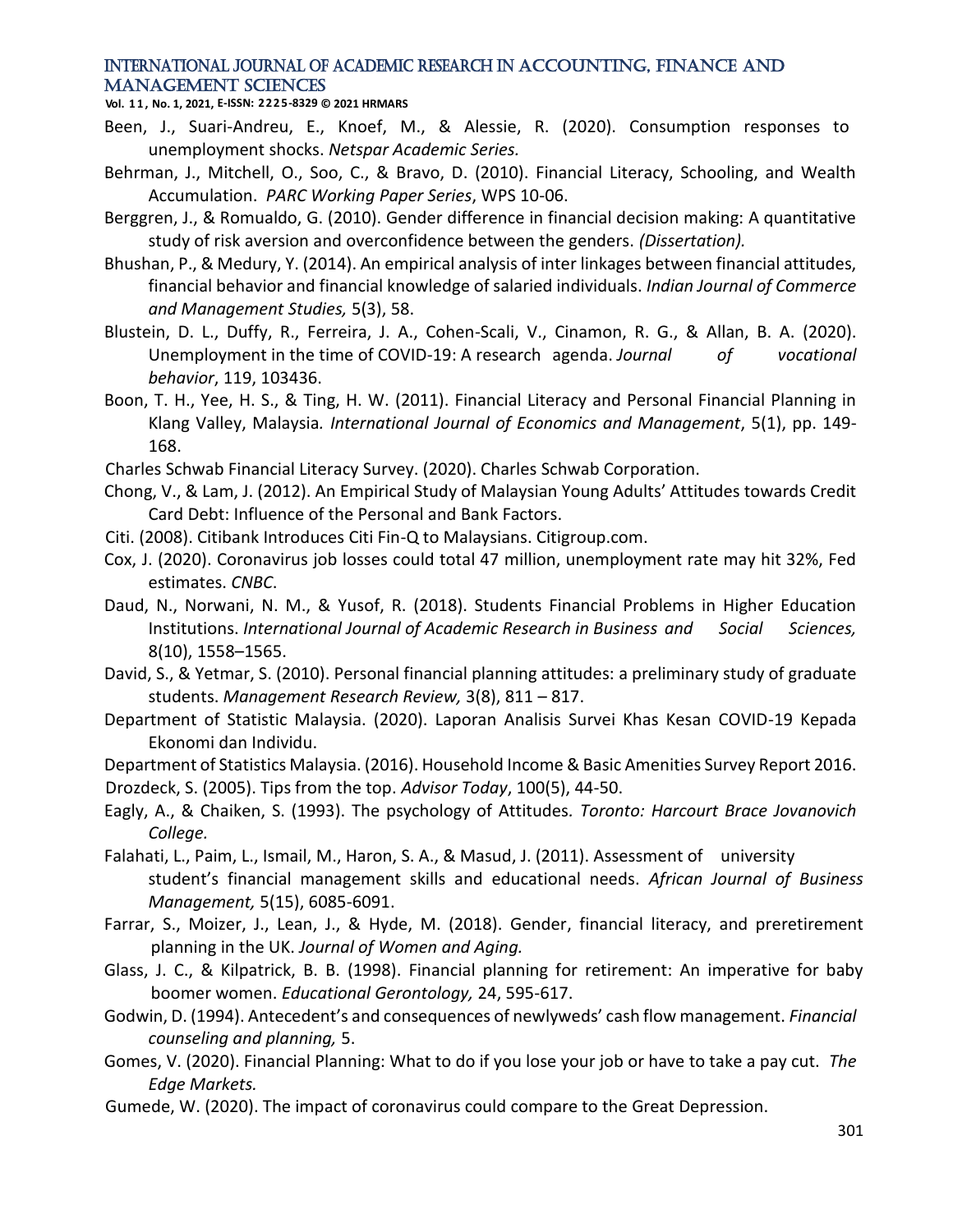Been, J., Suari-Andreu, E., Knoef, M., & Alessie, R. (2020). Consumption responses to unemployment shocks. *Netspar Academic Series.*

Behrman, J., Mitchell, O., Soo, C., & Bravo, D. (2010). Financial Literacy, Schooling, and Wealth Accumulation. *PARC Working Paper Series*, WPS 10-06.

Berggren, J., & Romualdo, G. (2010). Gender difference in financial decision making: A quantitative study of risk aversion and overconfidence between the genders. *(Dissertation).*

Bhushan, P., & Medury, Y. (2014). An empirical analysis of inter linkages between financial attitudes, financial behavior and financial knowledge of salaried individuals. *Indian Journal of Commerce and Management Studies,* 5(3), 58.

Blustein, D. L., Duffy, R., Ferreira, J. A., Cohen-Scali, V., Cinamon, R. G., & Allan, B. A. (2020). Unemployment in the time of COVID-19: A research agenda. *Journal of vocational behavior*, 119, 103436.

Boon, T. H., Yee, H. S., & Ting, H. W. (2011). Financial Literacy and Personal Financial Planning in Klang Valley, Malaysia*. International Journal of Economics and Management*, 5(1), pp. 149-168.

Charles Schwab Financial Literacy Survey. (2020). Charles Schwab Corporation.

Chong, V., & Lam, J. (2012). An Empirical Study of Malaysian Young Adults' Attitudes towards Credit Card Debt: Influence of the Personal and Bank Factors.

Citi. (2008). Citibank Introduces Citi Fin-Q to Malaysians. Citigroup.com.

Cox, J. (2020). Coronavirus job losses could total 47 million, unemployment rate may hit 32%, Fed estimates. *CNBC.*

Daud, N., Norwani, N. M., & Yusof, R. (2018). Students Financial Problems in Higher Education Institutions. *International Journal of Academic Research in Business and Social Sciences,* 8(10), 1558–1565.

David, S., & Yetmar, S. (2010). Personal financial planning attitudes: a preliminary study of graduate students. *Management Research Review,* 3(8), 811 – 817.

Department of Statistic Malaysia. (2020). Laporan Analisis Survei Khas Kesan COVID-19 Kepada Ekonomi dan Individu.

Department of Statistics Malaysia. (2016). Household Income & Basic Amenities Survey Report 2016.

Drozdeck, S. (2005). Tips from the top. *Advisor Today*, 100(5), 44-50.

Eagly, A., & Chaiken, S. (1993). The psychology of Attitudes*. Toronto: Harcourt Brace Jovanovich College.*

Falahati, L., Paim, L., Ismail, M., Haron, S. A., & Masud, J. (2011). Assessment of university student's financial management skills and educational needs. *African Journal of Business Management,* 5(15), 6085-6091.

Farrar, S., Moizer, J., Lean, J., & Hyde, M. (2018). Gender, financial literacy, and preretirement planning in the UK. *Journal of Women and Aging.*

Glass, J. C., & Kilpatrick, B. B. (1998). Financial planning for retirement: An imperative for baby boomer women. *Educational Gerontology,* 24, 595-617.

Godwin, D. (1994). Antecedent's and consequences of newlyweds' cash flow management. *Financial counseling and planning,* 5.

Gomes, V. (2020). Financial Planning: What to do if you lose your job or have to take a pay cut. *The Edge Markets.*

Gumede, W. (2020). The impact of coronavirus could compare to the Great Depression.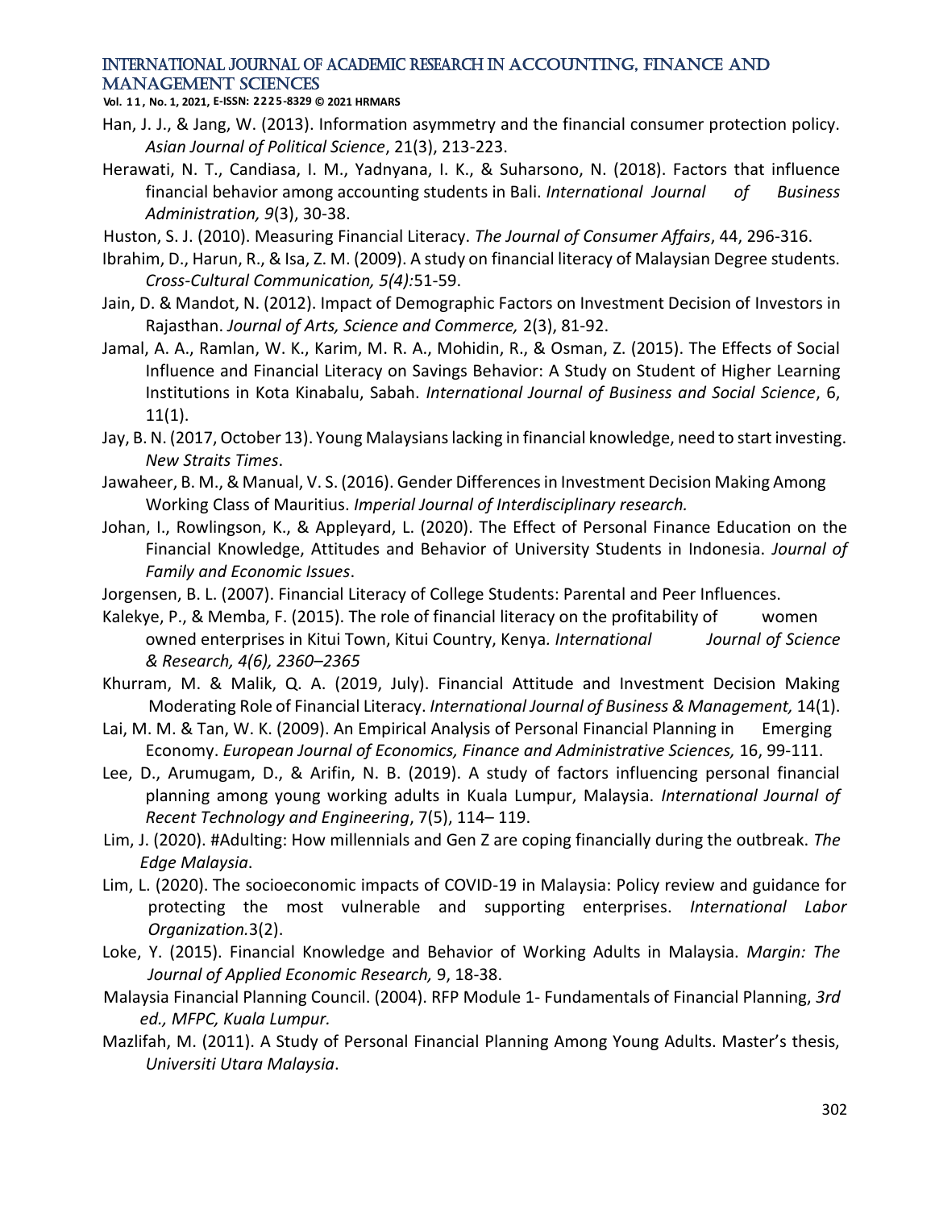Han, J. J., & Jang, W. (2013). Information asymmetry and the financial consumer protection policy. *Asian Journal of Political Science*, 21(3), 213-223.

Herawati, N. T., Candiasa, I. M., Yadnyana, I. K., & Suharsono, N. (2018). Factors that influence financial behavior among accounting students in Bali. *International Journal of Business Administration, 9*(3), 30-38.

Huston, S. J. (2010). Measuring Financial Literacy. *The Journal of Consumer Affairs*, 44, 296-316.

Ibrahim, D., Harun, R., & Isa, Z. M. (2009). A study on financial literacy of Malaysian Degree students. *Cross-Cultural Communication, 5(4):*51-59.

Jain, D. & Mandot, N. (2012). Impact of Demographic Factors on Investment Decision of Investors in Rajasthan. *Journal of Arts, Science and Commerce,* 2(3), 81-92.

Jamal, A. A., Ramlan, W. K., Karim, M. R. A., Mohidin, R., & Osman, Z. (2015). The Effects of Social Influence and Financial Literacy on Savings Behavior: A Study on Student of Higher Learning Institutions in Kota Kinabalu, Sabah. *International Journal of Business and Social Science*, 6, 11(1).

Jay, B. N. (2017, October 13). Young Malaysians lacking in financial knowledge, need to start investing. *New Straits Times*.

Jawaheer, B. M., & Manual, V. S. (2016). Gender Differences in Investment Decision Making Among Working Class of Mauritius. *Imperial Journal of Interdisciplinary research.*

Johan, I., Rowlingson, K., & Appleyard, L. (2020). The Effect of Personal Finance Education on the Financial Knowledge, Attitudes and Behavior of University Students in Indonesia. *Journal of Family and Economic Issues*.

Jorgensen, B. L. (2007). Financial Literacy of College Students: Parental and Peer Influences.

Kalekye, P., & Memba, F. (2015). The role of financial literacy on the profitability of women owned enterprises in Kitui Town, Kitui Country, Kenya. *International Journal of Science & Research, 4(6), 2360–2365*

Khurram, M. & Malik, Q. A. (2019, July). Financial Attitude and Investment Decision Making Moderating Role of Financial Literacy. *International Journal of Business & Management,* 14(1).

Lai, M. M. & Tan, W. K. (2009). An Empirical Analysis of Personal Financial Planning in Emerging Economy. *European Journal of Economics, Finance and Administrative Sciences,* 16, 99-111.

Lee, D., Arumugam, D., & Arifin, N. B. (2019). A study of factors influencing personal financial planning among young working adults in Kuala Lumpur, Malaysia. *International Journal of Recent Technology and Engineering*, 7(5), 114– 119.

Lim, J. (2020). #Adulting: How millennials and Gen Z are coping financially during the outbreak. *The Edge Malaysia*.

Lim, L. (2020). The socioeconomic impacts of COVID-19 in Malaysia: Policy review and guidance for protecting the most vulnerable and supporting enterprises. *International Labor Organization.*3(2).

Loke, Y. (2015). Financial Knowledge and Behavior of Working Adults in Malaysia. *Margin: The Journal of Applied Economic Research,* 9, 18-38.

Malaysia Financial Planning Council. (2004). RFP Module 1- Fundamentals of Financial Planning, *3rd ed., MFPC, Kuala Lumpur.*

Mazlifah, M. (2011). A Study of Personal Financial Planning Among Young Adults. Master's thesis, *Universiti Utara Malaysia*.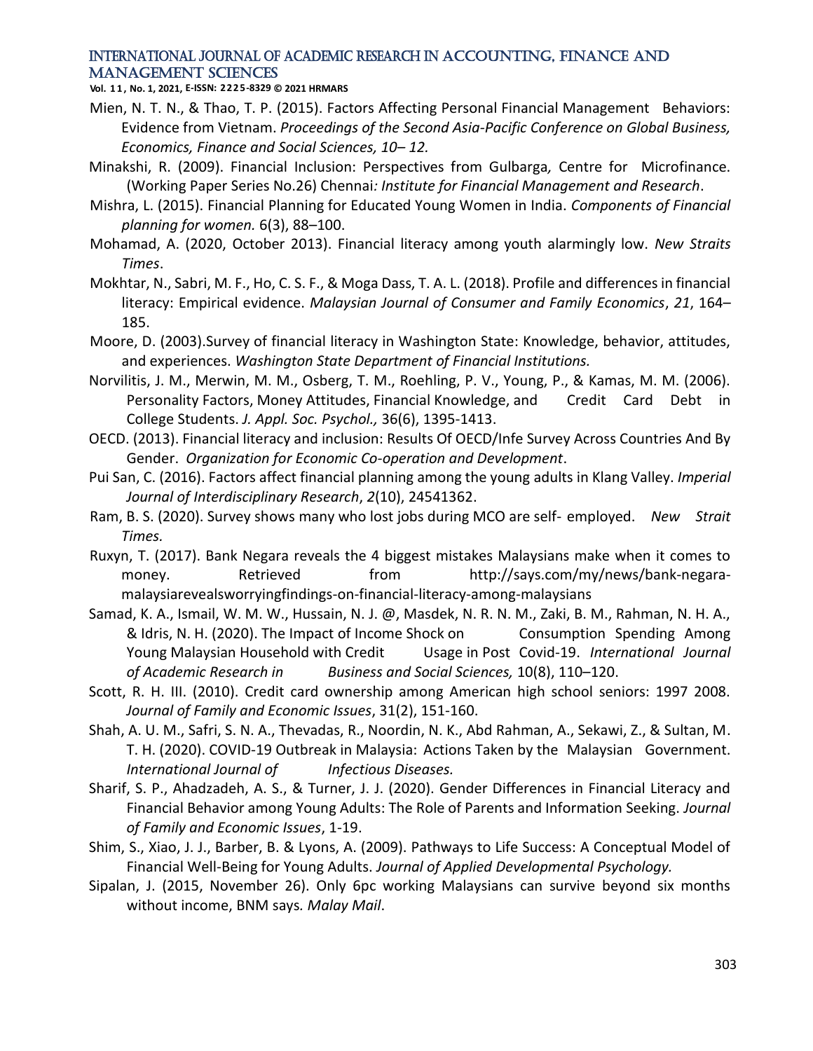Mien, N. T. N., & Thao, T. P. (2015). Factors Affecting Personal Financial Management Behaviors: Evidence from Vietnam. *Proceedings of the Second Asia-Pacific Conference on Global Business, Economics, Finance and Social Sciences, 10– 12.*

Minakshi, R. (2009). Financial Inclusion: Perspectives from Gulbarga*,* Centre for Microfinance. (Working Paper Series No.26) Chennai*: Institute for Financial Management and Research*.

Mishra, L. (2015). Financial Planning for Educated Young Women in India. *Components of Financial planning for women.* 6(3), 88–100.

Mohamad, A. (2020, October 2013). Financial literacy among youth alarmingly low. *New Straits Times*.

Mokhtar, N., Sabri, M. F., Ho, C. S. F., & Moga Dass, T. A. L. (2018). Profile and differences in financial literacy: Empirical evidence. *Malaysian Journal of Consumer and Family Economics*, *21*, 164–185.

Moore, D. (2003).Survey of financial literacy in Washington State: Knowledge, behavior, attitudes, and experiences. *Washington State Department of Financial Institutions.*

Norvilitis, J. M., Merwin, M. M., Osberg, T. M., Roehling, P. V., Young, P., & Kamas, M. M. (2006). Personality Factors, Money Attitudes, Financial Knowledge, and Credit Card Debt in College Students. *J. Appl. Soc. Psychol.,* 36(6), 1395-1413.

OECD. (2013). Financial literacy and inclusion: Results Of OECD/Infe Survey Across Countries And By Gender. *Organization for Economic Co-operation and Development*.

Pui San, C. (2016). Factors affect financial planning among the young adults in Klang Valley. *Imperial Journal of Interdisciplinary Research*, *2*(10), 24541362.

Ram, B. S. (2020). Survey shows many who lost jobs during MCO are self- employed. *New Strait Times.*

Ruxyn, T. (2017). Bank Negara reveals the 4 biggest mistakes Malaysians make when it comes to money. Retrieved from http://says.com/my/news/bank-negara-malaysiarevealsworryingfindings-on-financial-literacy-among-malaysians

Samad, K. A., Ismail, W. M. W., Hussain, N. J. @, Masdek, N. R. N. M., Zaki, B. M., Rahman, N. H. A., & Idris, N. H. (2020). The Impact of Income Shock on Consumption Spending Among Young Malaysian Household with Credit Usage in Post Covid-19. *International Journal of Academic Research in Business and Social Sciences,* 10(8), 110–120.

Scott, R. H. III. (2010). Credit card ownership among American high school seniors: 1997 2008. *Journal of Family and Economic Issues*, 31(2), 151-160.

Shah, A. U. M., Safri, S. N. A., Thevadas, R., Noordin, N. K., Abd Rahman, A., Sekawi, Z., & Sultan, M. T. H. (2020). COVID-19 Outbreak in Malaysia: Actions Taken by the Malaysian Government. *International Journal of Infectious Diseases.*

Sharif, S. P., Ahadzadeh, A. S., & Turner, J. J. (2020). Gender Differences in Financial Literacy and Financial Behavior among Young Adults: The Role of Parents and Information Seeking. *Journal of Family and Economic Issues*, 1-19.

Shim, S., Xiao, J. J., Barber, B. & Lyons, A. (2009). Pathways to Life Success: A Conceptual Model of Financial Well-Being for Young Adults. *Journal of Applied Developmental Psychology.*

Sipalan, J. (2015, November 26). Only 6pc working Malaysians can survive beyond six months without income, BNM says*. Malay Mail*.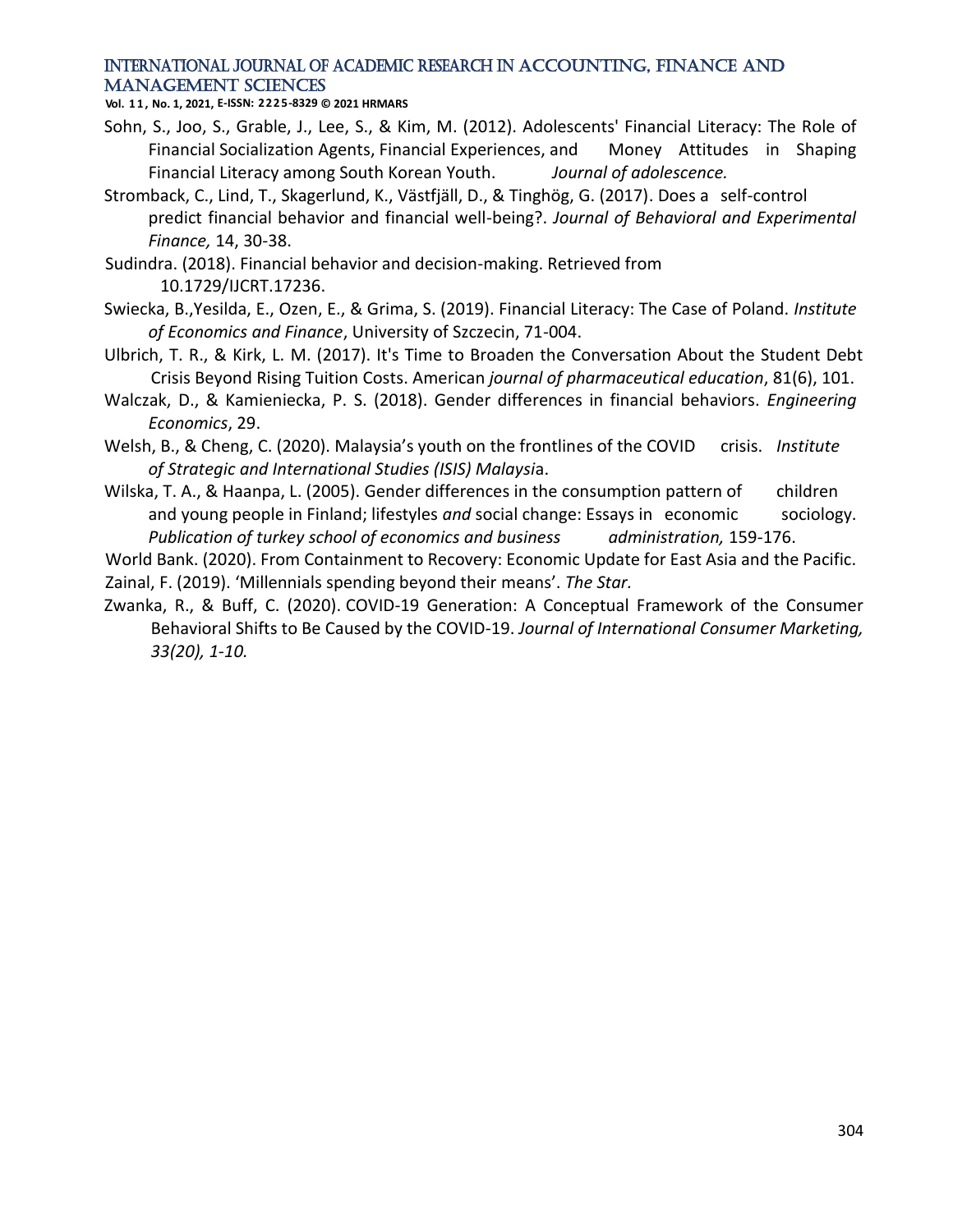Sohn, S., Joo, S., Grable, J., Lee, S., & Kim, M. (2012). Adolescents' Financial Literacy: The Role of Financial Socialization Agents, Financial Experiences, and Money Attitudes in Shaping Financial Literacy among South Korean Youth. *Journal of adolescence.*

Stromback, C., Lind, T., Skagerlund, K., Västfjäll, D., & Tinghög, G. (2017). Does a self-control predict financial behavior and financial well-being?. *Journal of Behavioral and Experimental Finance,* 14, 30-38.

Sudindra. (2018). Financial behavior and decision-making. Retrieved from 10.1729/IJCRT.17236.

Swiecka, B.,Yesilda, E., Ozen, E., & Grima, S. (2019). Financial Literacy: The Case of Poland. *Institute of Economics and Finance*, University of Szczecin, 71-004.

Ulbrich, T. R., & Kirk, L. M. (2017). It's Time to Broaden the Conversation About the Student Debt Crisis Beyond Rising Tuition Costs. American *journal of pharmaceutical education*, 81(6), 101.

Walczak, D., & Kamieniecka, P. S. (2018). Gender differences in financial behaviors. *Engineering Economics*, 29.

Welsh, B., & Cheng, C. (2020). Malaysia's youth on the frontlines of the COVID crisis. *Institute of Strategic and International Studies (ISIS) Malaysi*a.

Wilska, T. A., & Haanpa, L. (2005). Gender differences in the consumption pattern of children and young people in Finland; lifestyles *and* social change: Essays in economic sociology. *Publication of turkey school of economics and business administration,* 159-176.

World Bank. (2020). From Containment to Recovery: Economic Update for East Asia and the Pacific.

Zainal, F. (2019). 'Millennials spending beyond their means'. *The Star.*

Zwanka, R., & Buff, C. (2020). COVID-19 Generation: A Conceptual Framework of the Consumer Behavioral Shifts to Be Caused by the COVID-19. *Journal of International Consumer Marketing, 33(20), 1-10.*